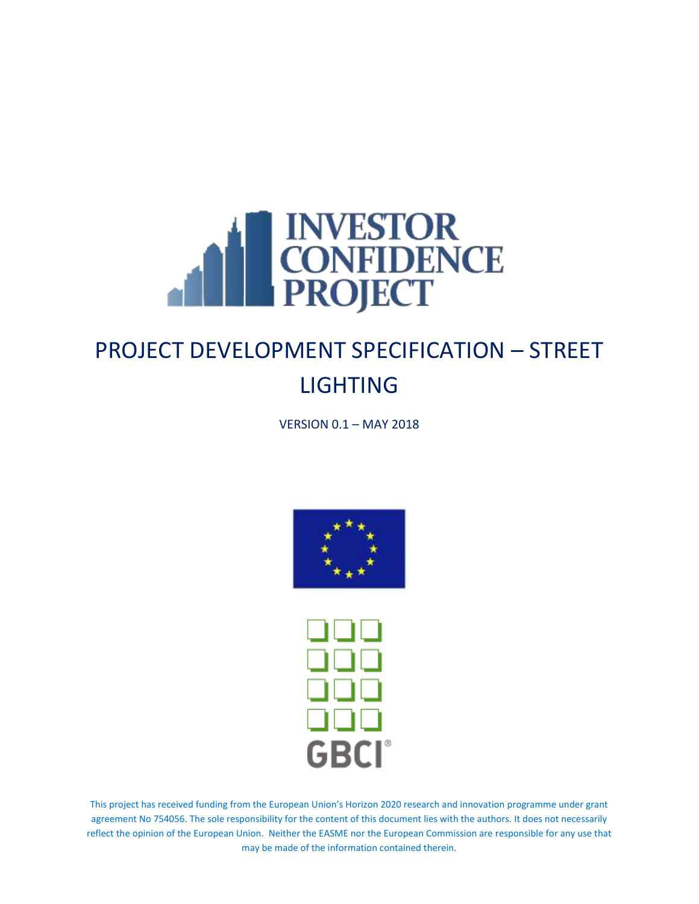# PROJECT DEVELOPMENT SPECIFICATION – STREET LIGHTING

VERSION 0.1 – MAY 2018

This project has received funding from the European Union's Horizon 2020 research and innovation programme under grant agreement No 754056. The sole responsibility for the content of this document lies with the authors. It does not necessarily reflect the opinion of the European Union. Neither the EASME nor the European Commission are responsible for any use that may be made of the information contained therein.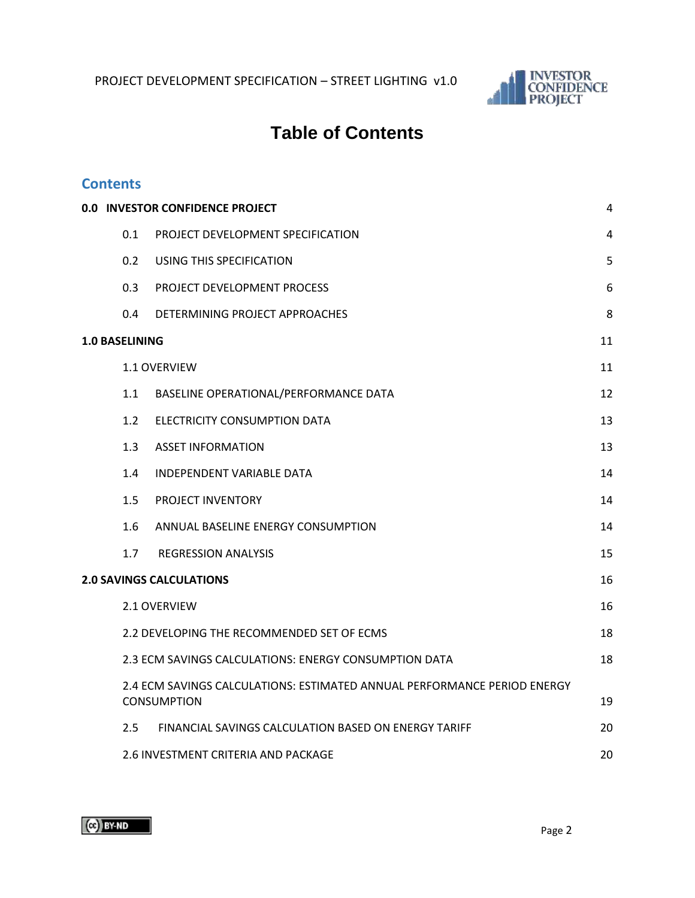# Table of Contents

## Contents

| | |
|---|---|
| **0.0 INVESTOR CONFIDENCE PROJECT** | 4 |
| 0.1 PROJECT DEVELOPMENT SPECIFICATION | 4 |
| 0.2 USING THIS SPECIFICATION | 5 |
| 0.3 PROJECT DEVELOPMENT PROCESS | 6 |
| 0.4 DETERMINING PROJECT APPROACHES | 8 |
| **1.0 BASELINING** | 11 |
| 1.1 OVERVIEW | 11 |
| 1.1 BASELINE OPERATIONAL/PERFORMANCE DATA | 12 |
| 1.2 ELECTRICITY CONSUMPTION DATA | 13 |
| 1.3 ASSET INFORMATION | 13 |
| 1.4 INDEPENDENT VARIABLE DATA | 14 |
| 1.5 PROJECT INVENTORY | 14 |
| 1.6 ANNUAL BASELINE ENERGY CONSUMPTION | 14 |
| 1.7 REGRESSION ANALYSIS | 15 |
| **2.0 SAVINGS CALCULATIONS** | 16 |
| 2.1 OVERVIEW | 16 |
| 2.2 DEVELOPING THE RECOMMENDED SET OF ECMS | 18 |
| 2.3 ECM SAVINGS CALCULATIONS: ENERGY CONSUMPTION DATA | 18 |
| 2.4 ECM SAVINGS CALCULATIONS: ESTIMATED ANNUAL PERFORMANCE PERIOD ENERGY CONSUMPTION | 19 |
| 2.5 FINANCIAL SAVINGS CALCULATION BASED ON ENERGY TARIFF | 20 |
| 2.6 INVESTMENT CRITERIA AND PACKAGE | 20 |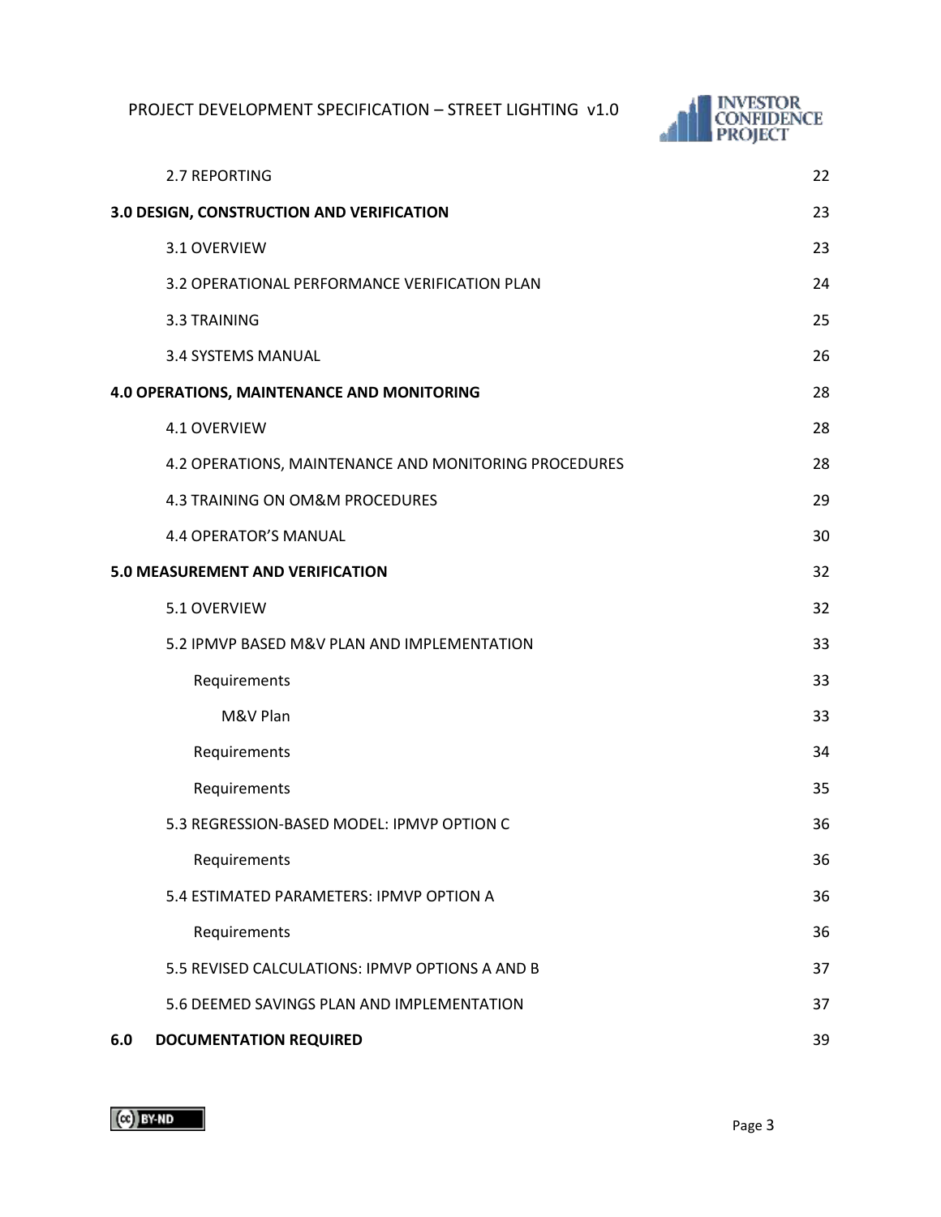| | |
|---|---|
| 2.7 REPORTING | 22 |
| **3.0 DESIGN, CONSTRUCTION AND VERIFICATION** | 23 |
| 3.1 OVERVIEW | 23 |
| 3.2 OPERATIONAL PERFORMANCE VERIFICATION PLAN | 24 |
| 3.3 TRAINING | 25 |
| 3.4 SYSTEMS MANUAL | 26 |
| **4.0 OPERATIONS, MAINTENANCE AND MONITORING** | 28 |
| 4.1 OVERVIEW | 28 |
| 4.2 OPERATIONS, MAINTENANCE AND MONITORING PROCEDURES | 28 |
| 4.3 TRAINING ON OM&M PROCEDURES | 29 |
| 4.4 OPERATOR'S MANUAL | 30 |
| **5.0 MEASUREMENT AND VERIFICATION** | 32 |
| 5.1 OVERVIEW | 32 |
| 5.2 IPMVP BASED M&V PLAN AND IMPLEMENTATION | 33 |
| Requirements | 33 |
| M&V Plan | 33 |
| Requirements | 34 |
| Requirements | 35 |
| 5.3 REGRESSION-BASED MODEL: IPMVP OPTION C | 36 |
| Requirements | 36 |
| 5.4 ESTIMATED PARAMETERS: IPMVP OPTION A | 36 |
| Requirements | 36 |
| 5.5 REVISED CALCULATIONS: IPMVP OPTIONS A AND B | 37 |
| 5.6 DEEMED SAVINGS PLAN AND IMPLEMENTATION | 37 |
| **6.0 DOCUMENTATION REQUIRED** | 39 |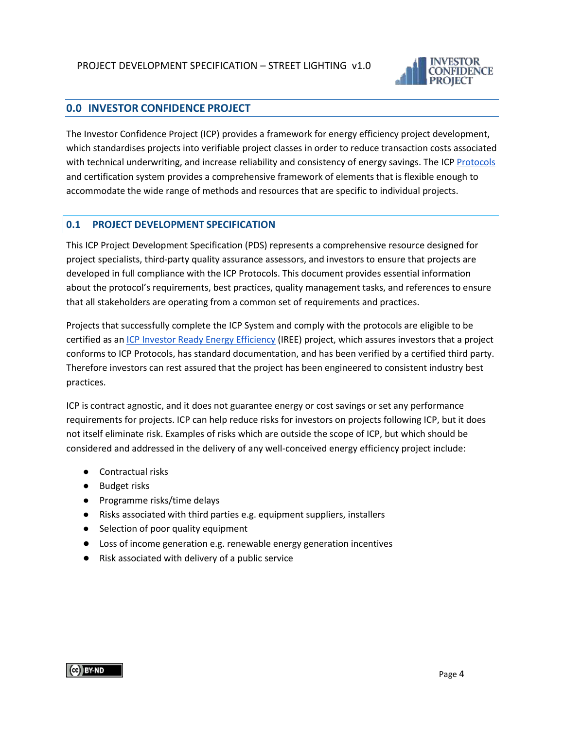## 0.0 INVESTOR CONFIDENCE PROJECT

The Investor Confidence Project (ICP) provides a framework for energy efficiency project development, which standardises projects into verifiable project classes in order to reduce transaction costs associated with technical underwriting, and increase reliability and consistency of energy savings. The ICP Protocols and certification system provides a comprehensive framework of elements that is flexible enough to accommodate the wide range of methods and resources that are specific to individual projects.

### 0.1 PROJECT DEVELOPMENT SPECIFICATION

This ICP Project Development Specification (PDS) represents a comprehensive resource designed for project specialists, third-party quality assurance assessors, and investors to ensure that projects are developed in full compliance with the ICP Protocols. This document provides essential information about the protocol's requirements, best practices, quality management tasks, and references to ensure that all stakeholders are operating from a common set of requirements and practices.

Projects that successfully complete the ICP System and comply with the protocols are eligible to be certified as an ICP Investor Ready Energy Efficiency (IREE) project, which assures investors that a project conforms to ICP Protocols, has standard documentation, and has been verified by a certified third party. Therefore investors can rest assured that the project has been engineered to consistent industry best practices.

ICP is contract agnostic, and it does not guarantee energy or cost savings or set any performance requirements for projects. ICP can help reduce risks for investors on projects following ICP, but it does not itself eliminate risk. Examples of risks which are outside the scope of ICP, but which should be considered and addressed in the delivery of any well-conceived energy efficiency project include:

- Contractual risks
- Budget risks
- Programme risks/time delays
- Risks associated with third parties e.g. equipment suppliers, installers
- Selection of poor quality equipment
- Loss of income generation e.g. renewable energy generation incentives
- Risk associated with delivery of a public service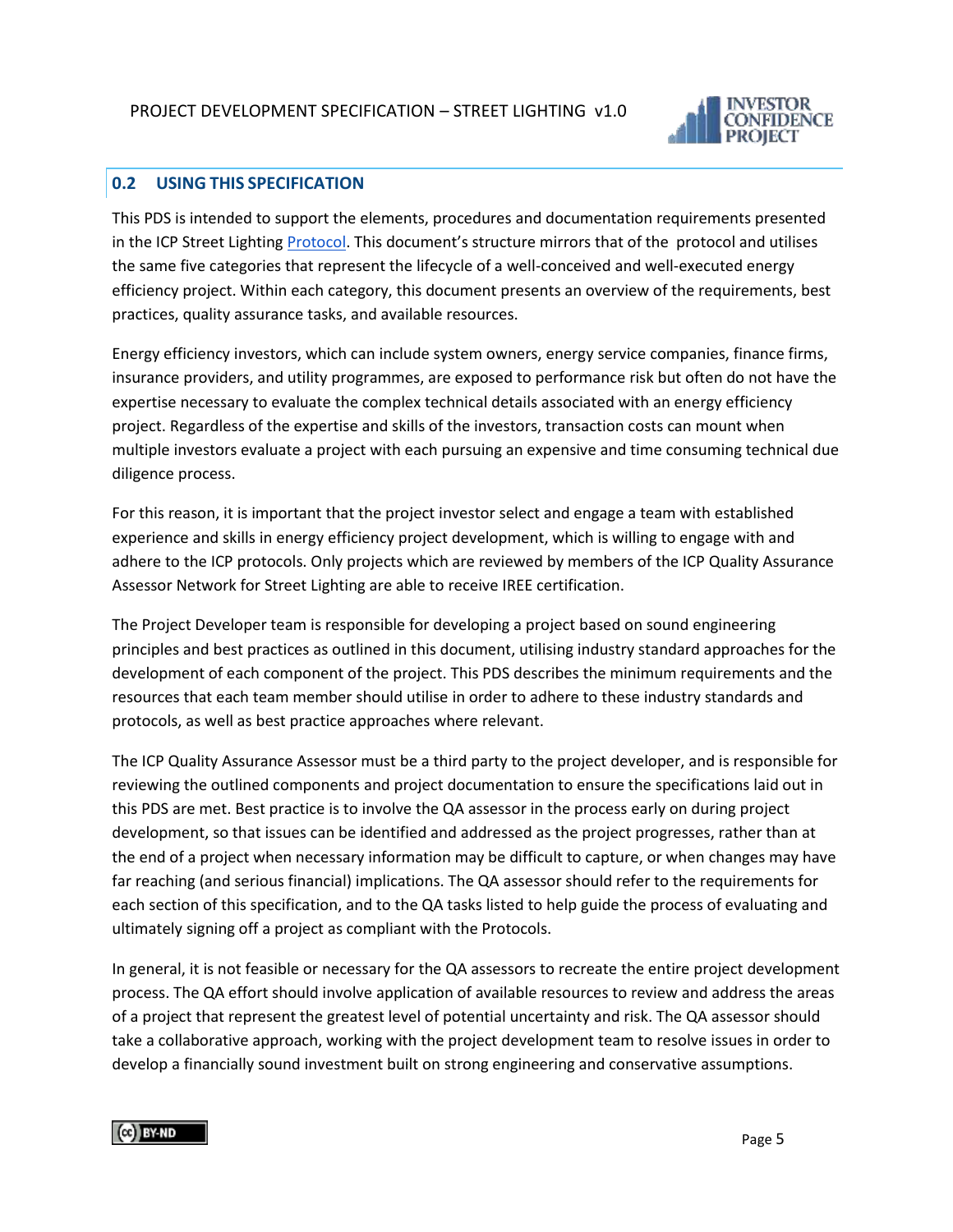## 0.2 USING THIS SPECIFICATION

This PDS is intended to support the elements, procedures and documentation requirements presented in the ICP Street Lighting Protocol. This document's structure mirrors that of the protocol and utilises the same five categories that represent the lifecycle of a well-conceived and well-executed energy efficiency project. Within each category, this document presents an overview of the requirements, best practices, quality assurance tasks, and available resources.

Energy efficiency investors, which can include system owners, energy service companies, finance firms, insurance providers, and utility programmes, are exposed to performance risk but often do not have the expertise necessary to evaluate the complex technical details associated with an energy efficiency project. Regardless of the expertise and skills of the investors, transaction costs can mount when multiple investors evaluate a project with each pursuing an expensive and time consuming technical due diligence process.

For this reason, it is important that the project investor select and engage a team with established experience and skills in energy efficiency project development, which is willing to engage with and adhere to the ICP protocols. Only projects which are reviewed by members of the ICP Quality Assurance Assessor Network for Street Lighting are able to receive IREE certification.

The Project Developer team is responsible for developing a project based on sound engineering principles and best practices as outlined in this document, utilising industry standard approaches for the development of each component of the project. This PDS describes the minimum requirements and the resources that each team member should utilise in order to adhere to these industry standards and protocols, as well as best practice approaches where relevant.

The ICP Quality Assurance Assessor must be a third party to the project developer, and is responsible for reviewing the outlined components and project documentation to ensure the specifications laid out in this PDS are met. Best practice is to involve the QA assessor in the process early on during project development, so that issues can be identified and addressed as the project progresses, rather than at the end of a project when necessary information may be difficult to capture, or when changes may have far reaching (and serious financial) implications. The QA assessor should refer to the requirements for each section of this specification, and to the QA tasks listed to help guide the process of evaluating and ultimately signing off a project as compliant with the Protocols.

In general, it is not feasible or necessary for the QA assessors to recreate the entire project development process. The QA effort should involve application of available resources to review and address the areas of a project that represent the greatest level of potential uncertainty and risk. The QA assessor should take a collaborative approach, working with the project development team to resolve issues in order to develop a financially sound investment built on strong engineering and conservative assumptions.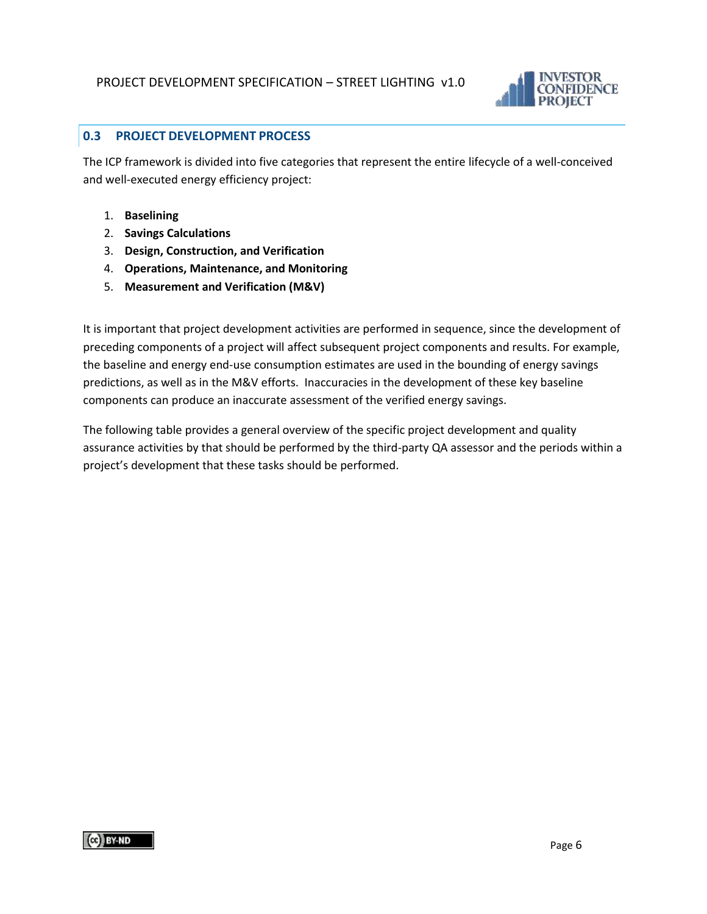## 0.3 PROJECT DEVELOPMENT PROCESS

The ICP framework is divided into five categories that represent the entire lifecycle of a well-conceived and well-executed energy efficiency project:

1. **Baselining**
2. **Savings Calculations**
3. **Design, Construction, and Verification**
4. **Operations, Maintenance, and Monitoring**
5. **Measurement and Verification (M&V)**

It is important that project development activities are performed in sequence, since the development of preceding components of a project will affect subsequent project components and results. For example, the baseline and energy end-use consumption estimates are used in the bounding of energy savings predictions, as well as in the M&V efforts. Inaccuracies in the development of these key baseline components can produce an inaccurate assessment of the verified energy savings.

The following table provides a general overview of the specific project development and quality assurance activities by that should be performed by the third-party QA assessor and the periods within a project's development that these tasks should be performed.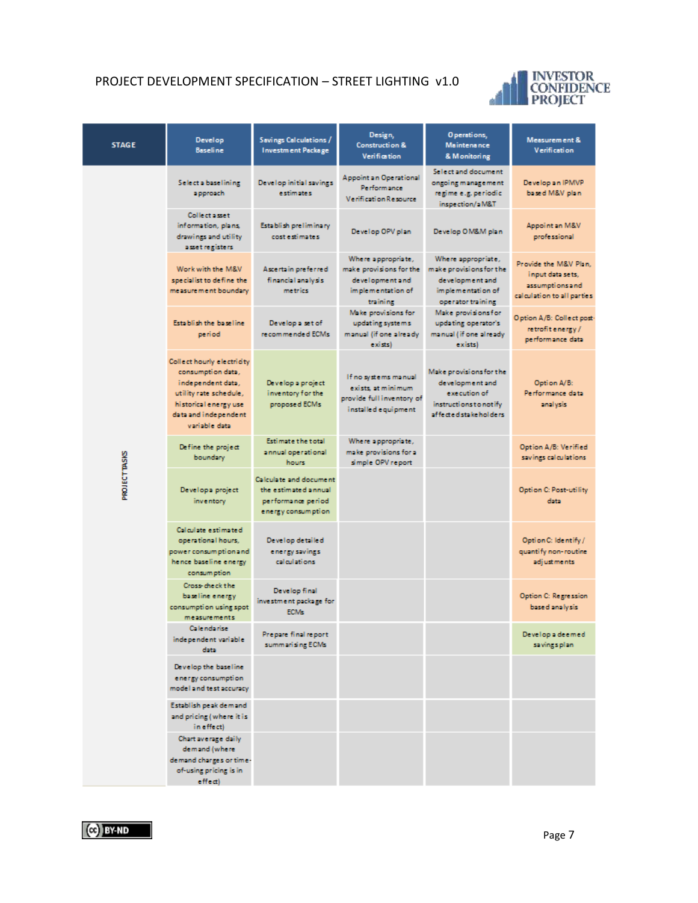| STAGE | Develop Baseline | Savings Calculations / Investment Package | Design, Construction & Verification | Operations, Maintenance & Monitoring | Measurement & Verification |
|---|---|---|---|---|---|
| PROJECT TASKS | Select a baselining approach | Develop initial savings estimates | Appoint an Operational Performance Verification Resource | Select and document ongoing management regime e.g. periodic inspection/a M&T | Develop an IPMVP based M&V plan |
| | Collect asset information, plans, drawings and utility asset registers | Establish preliminary cost estimates | Develop OPV plan | Develop OM&M plan | Appoint an M&V professional |
| | Work with the M&V specialist to define the measurement boundary | Ascertain preferred financial analysis metrics | Where appropriate, make provisions for the development and implementation of training | Where appropriate, make provisions for the development and implementation of operator training | Provide the M&V Plan, input data sets, assumptions and calculation to all parties |
| | Establish the baseline period | Develop a set of recommended ECMs | Make provisions for updating systems manual (if one already exists) | Make provisions for updating operator's manual (if one already exists) | Option A/B: Collect post-retrofit energy / performance data |
| | Collect hourly electricity consumption data, independent data, utility rate schedule, historical energy use data and independent variable data | Develop a project inventory for the proposed ECMs | If no systems manual exists, at minimum provide full inventory of installed equipment | Make provisions for the development and execution of instructions to notify affected stakeholders | Option A/B: Performance data analysis |
| | Define the project boundary | Estimate the total annual operational hours | Where appropriate, make provisions for a simple OPV report | | Option A/B: Verified savings calculations |
| | Develop a project inventory | Calculate and document the estimated annual performance period energy consumption | | | Option C: Post-utility data |
| | Calculate estimated operational hours, power consumption and hence baseline energy consumption | Develop detailed energy savings calculations | | | Option C: Identify / quantify non-routine adjustments |
| | Cross-check the baseline energy consumption using spot measurements | Develop final investment package for ECMs | | | Option C: Regression based analysis |
| | Calendarise independent variable data | Prepare final report summarising ECMs | | | Develop a deemed savings plan |
| | Develop the baseline energy consumption model and test accuracy | | | | |
| | Establish peak demand and pricing (where it is in effect) | | | | |
| | Chart average daily demand (where demand charges or time-of-using pricing is in effect) | | | | |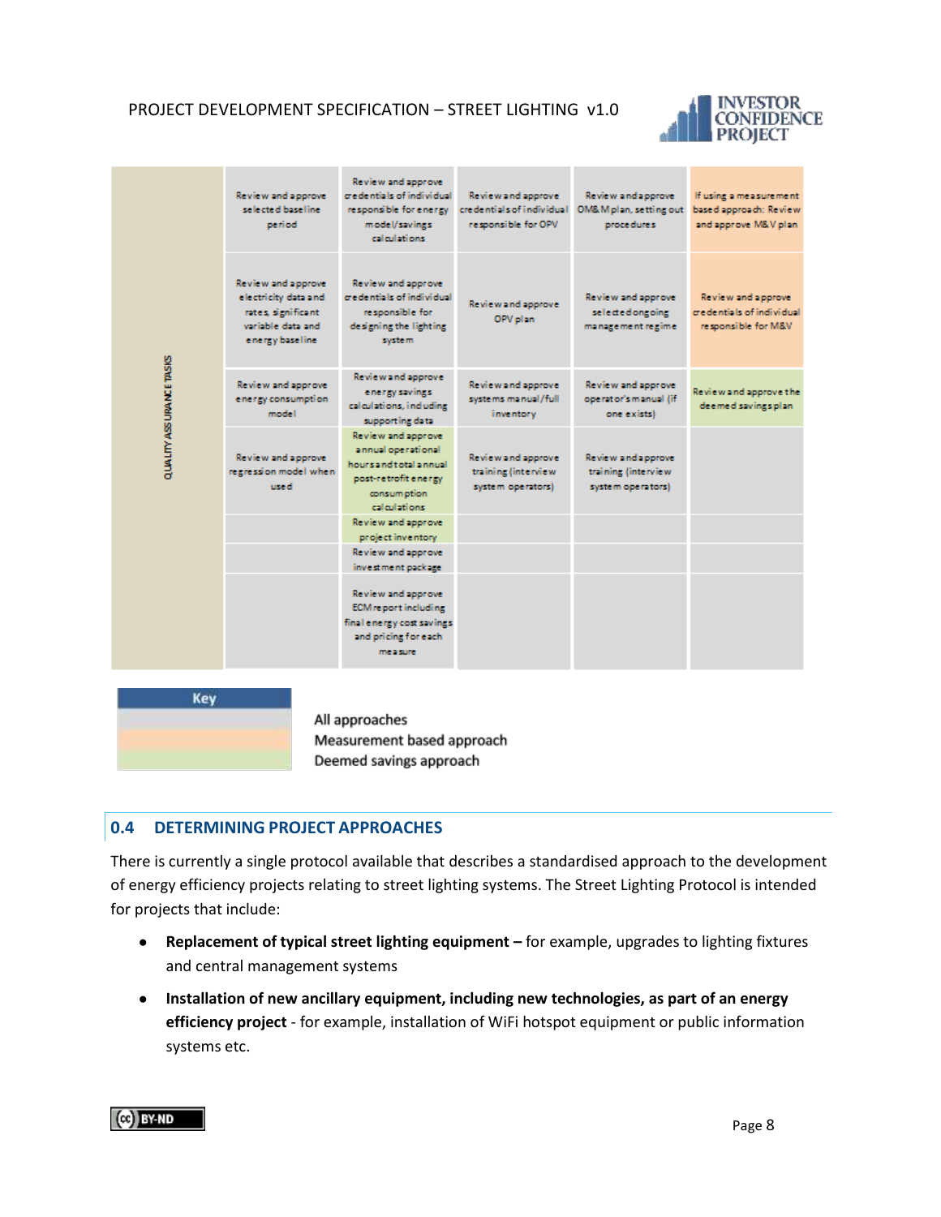| QUALITY ASSURANCE TASKS | | | | | |
|---|---|---|---|---|---|
| | Review and approve selected baseline period | Review and approve credentials of individual responsible for energy model/savings calculations | Review and approve credentials of individual responsible for OPV | Review and approve OM&M plan, setting out procedures | If using a measurement based approach: Review and approve M&V plan |
| | Review and approve electricity data and rates, significant variable data and energy baseline | Review and approve credentials of individual responsible for designing the lighting system | Review and approve OPV plan | Review and approve selected ongoing management regime | Review and approve credentials of individual responsible for M&V |
| | Review and approve energy consumption model | Review and approve energy savings calculations, including supporting data | Review and approve systems manual/full inventory | Review and approve operator's manual (if one exists) | Review and approve the deemed savings plan |
| | Review and approve regression model when used | Review and approve annual operational hours and total annual post-retrofit energy consumption calculations | Review and approve training (interview system operators) | Review and approve training (interview system operators) | |
| | | Review and approve project inventory | | | |
| | | Review and approve investment package | | | |
| | | Review and approve ECM report including final energy cost savings and pricing for each measure | | | |

| Key | |
|---|---|
| (grey) | All approaches |
| (orange) | Measurement based approach |
| (green) | Deemed savings approach |

## 0.4 DETERMINING PROJECT APPROACHES

There is currently a single protocol available that describes a standardised approach to the development of energy efficiency projects relating to street lighting systems. The Street Lighting Protocol is intended for projects that include:

- **Replacement of typical street lighting equipment –** for example, upgrades to lighting fixtures and central management systems
- **Installation of new ancillary equipment, including new technologies, as part of an energy efficiency project** - for example, installation of WiFi hotspot equipment or public information systems etc.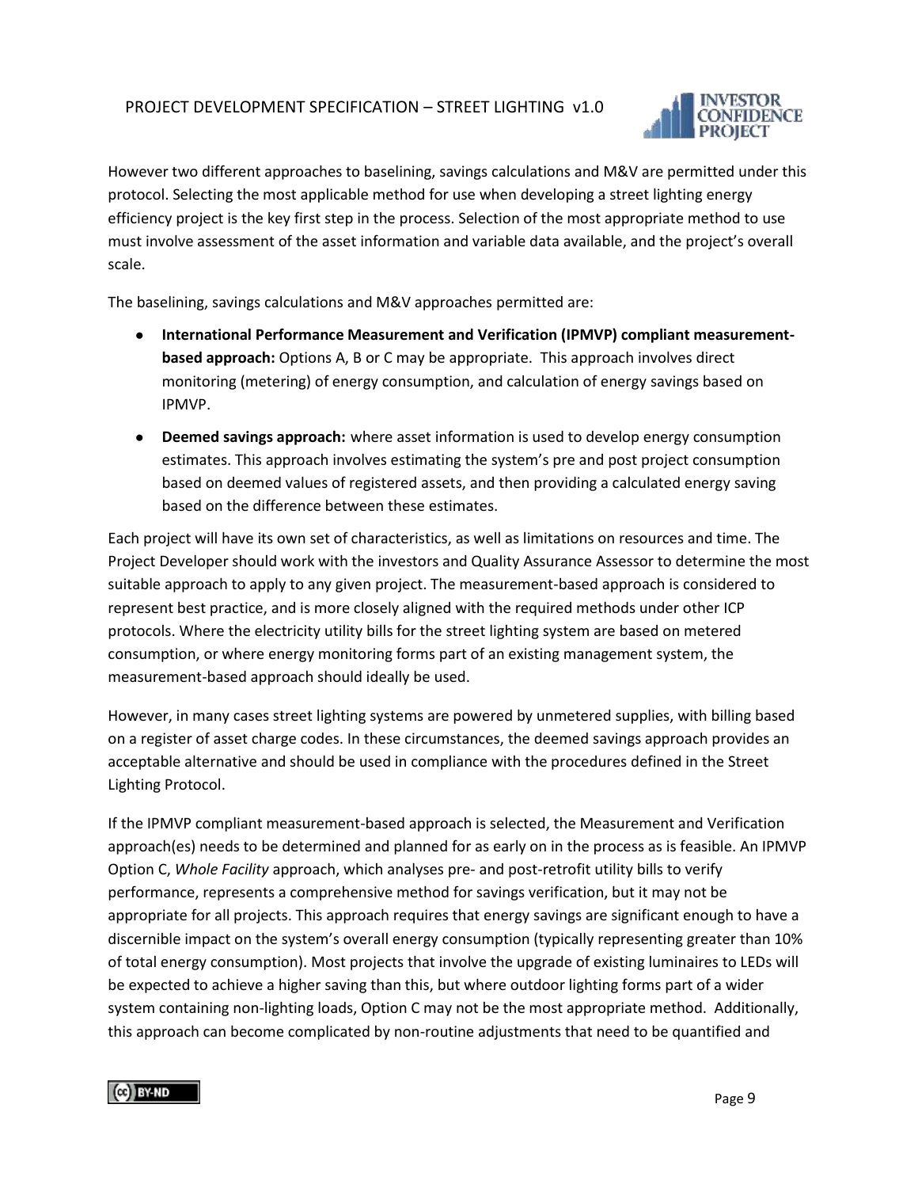However two different approaches to baselining, savings calculations and M&V are permitted under this protocol. Selecting the most applicable method for use when developing a street lighting energy efficiency project is the key first step in the process. Selection of the most appropriate method to use must involve assessment of the asset information and variable data available, and the project's overall scale.

The baselining, savings calculations and M&V approaches permitted are:

- **International Performance Measurement and Verification (IPMVP) compliant measurement-based approach:** Options A, B or C may be appropriate. This approach involves direct monitoring (metering) of energy consumption, and calculation of energy savings based on IPMVP.
- **Deemed savings approach:** where asset information is used to develop energy consumption estimates. This approach involves estimating the system's pre and post project consumption based on deemed values of registered assets, and then providing a calculated energy saving based on the difference between these estimates.

Each project will have its own set of characteristics, as well as limitations on resources and time. The Project Developer should work with the investors and Quality Assurance Assessor to determine the most suitable approach to apply to any given project. The measurement-based approach is considered to represent best practice, and is more closely aligned with the required methods under other ICP protocols. Where the electricity utility bills for the street lighting system are based on metered consumption, or where energy monitoring forms part of an existing management system, the measurement-based approach should ideally be used.

However, in many cases street lighting systems are powered by unmetered supplies, with billing based on a register of asset charge codes. In these circumstances, the deemed savings approach provides an acceptable alternative and should be used in compliance with the procedures defined in the Street Lighting Protocol.

If the IPMVP compliant measurement-based approach is selected, the Measurement and Verification approach(es) needs to be determined and planned for as early on in the process as is feasible. An IPMVP Option C, *Whole Facility* approach, which analyses pre- and post-retrofit utility bills to verify performance, represents a comprehensive method for savings verification, but it may not be appropriate for all projects. This approach requires that energy savings are significant enough to have a discernible impact on the system's overall energy consumption (typically representing greater than 10% of total energy consumption). Most projects that involve the upgrade of existing luminaires to LEDs will be expected to achieve a higher saving than this, but where outdoor lighting forms part of a wider system containing non-lighting loads, Option C may not be the most appropriate method. Additionally, this approach can become complicated by non-routine adjustments that need to be quantified and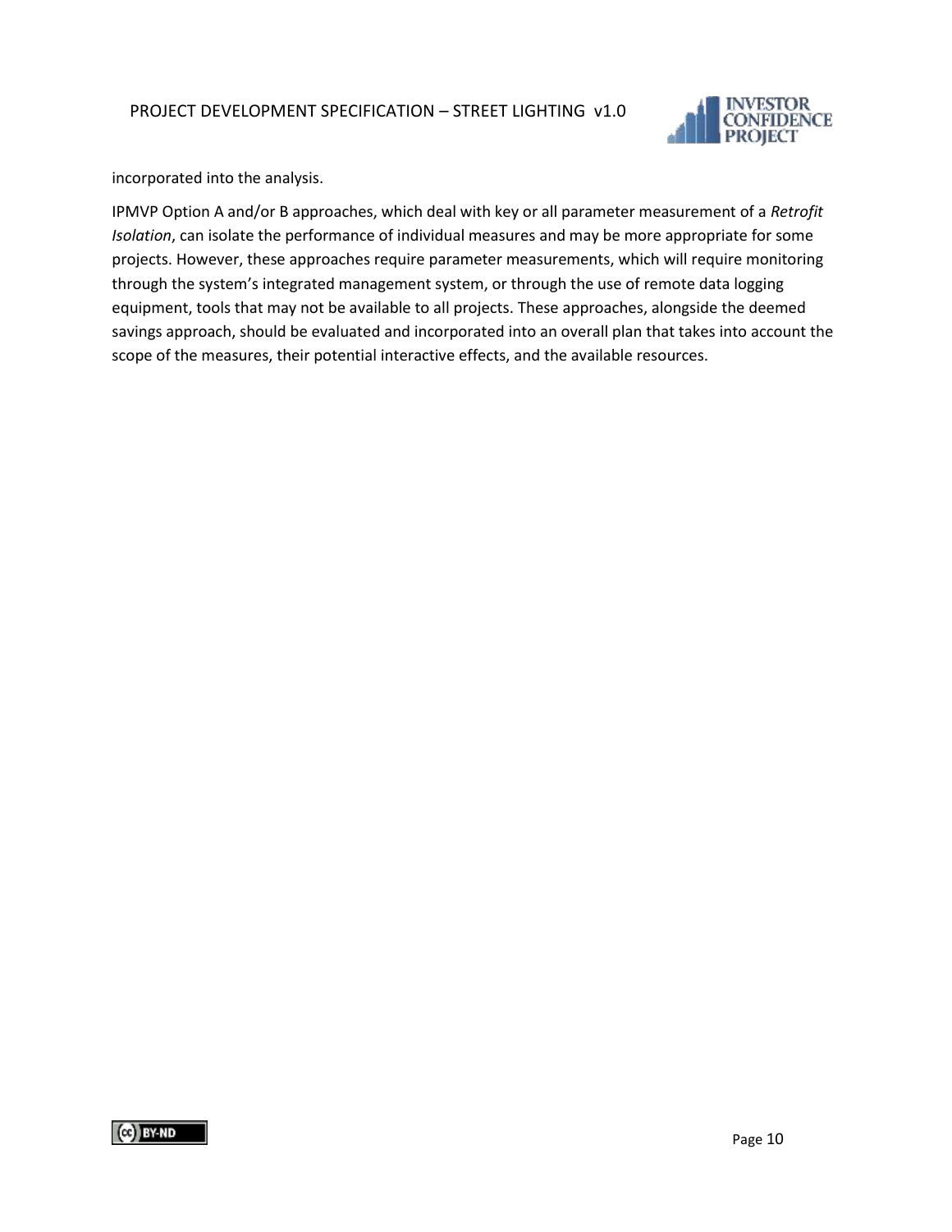incorporated into the analysis.

IPMVP Option A and/or B approaches, which deal with key or all parameter measurement of a *Retrofit Isolation*, can isolate the performance of individual measures and may be more appropriate for some projects. However, these approaches require parameter measurements, which will require monitoring through the system's integrated management system, or through the use of remote data logging equipment, tools that may not be available to all projects. These approaches, alongside the deemed savings approach, should be evaluated and incorporated into an overall plan that takes into account the scope of the measures, their potential interactive effects, and the available resources.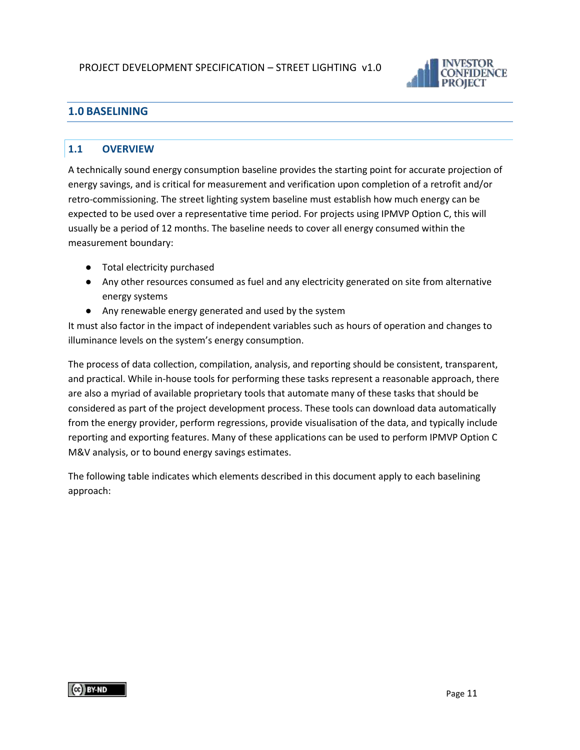# 1.0 BASELINING

## 1.1 OVERVIEW

A technically sound energy consumption baseline provides the starting point for accurate projection of energy savings, and is critical for measurement and verification upon completion of a retrofit and/or retro-commissioning. The street lighting system baseline must establish how much energy can be expected to be used over a representative time period. For projects using IPMVP Option C, this will usually be a period of 12 months. The baseline needs to cover all energy consumed within the measurement boundary:

- Total electricity purchased
- Any other resources consumed as fuel and any electricity generated on site from alternative energy systems
- Any renewable energy generated and used by the system

It must also factor in the impact of independent variables such as hours of operation and changes to illuminance levels on the system's energy consumption.

The process of data collection, compilation, analysis, and reporting should be consistent, transparent, and practical. While in-house tools for performing these tasks represent a reasonable approach, there are also a myriad of available proprietary tools that automate many of these tasks that should be considered as part of the project development process. These tools can download data automatically from the energy provider, perform regressions, provide visualisation of the data, and typically include reporting and exporting features. Many of these applications can be used to perform IPMVP Option C M&V analysis, or to bound energy savings estimates.

The following table indicates which elements described in this document apply to each baselining approach: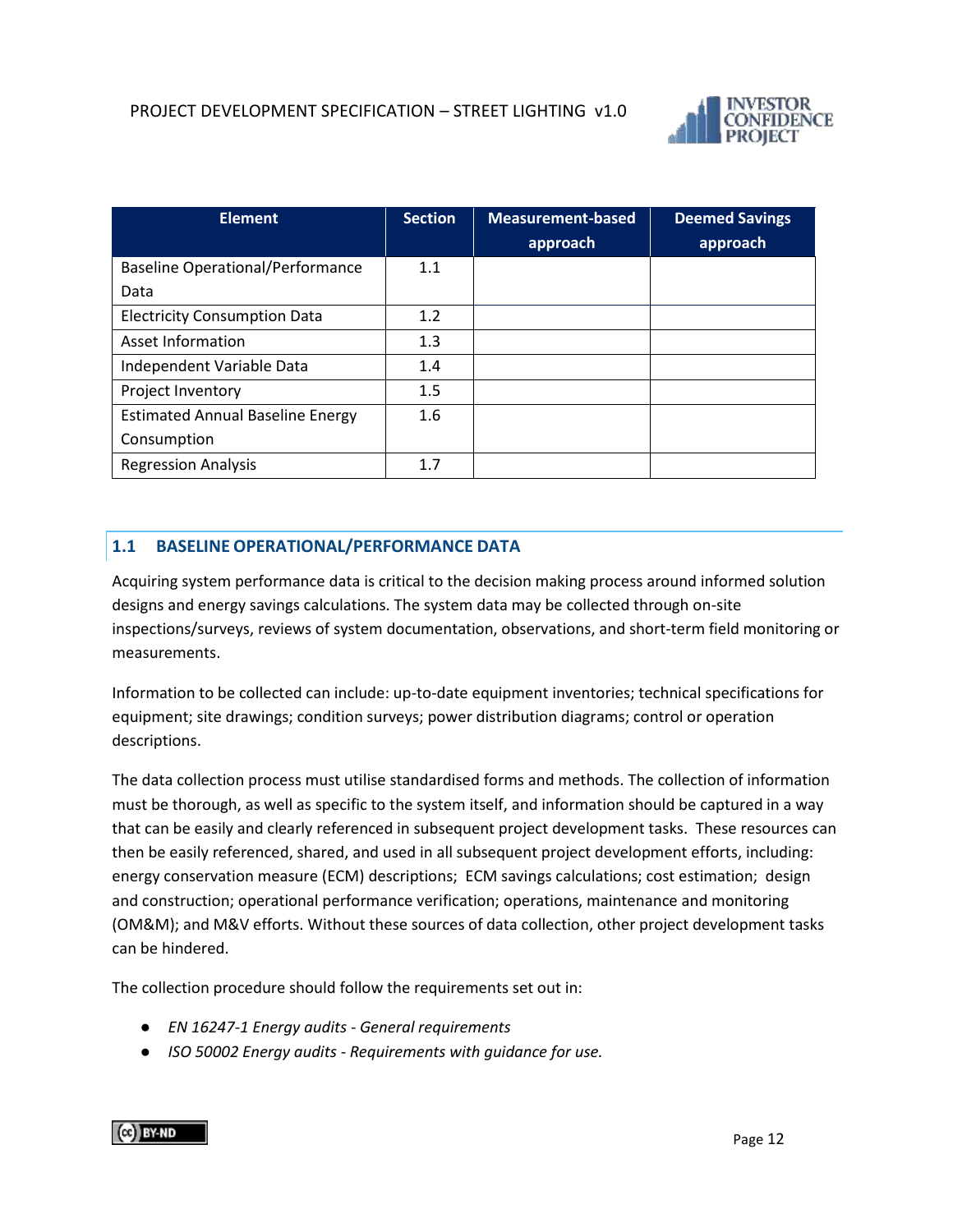| Element | Section | Measurement-based approach | Deemed Savings approach |
|---|---|---|---|
| Baseline Operational/Performance Data | 1.1 | | |
| Electricity Consumption Data | 1.2 | | |
| Asset Information | 1.3 | | |
| Independent Variable Data | 1.4 | | |
| Project Inventory | 1.5 | | |
| Estimated Annual Baseline Energy Consumption | 1.6 | | |
| Regression Analysis | 1.7 | | |

## 1.1 BASELINE OPERATIONAL/PERFORMANCE DATA

Acquiring system performance data is critical to the decision making process around informed solution designs and energy savings calculations. The system data may be collected through on-site inspections/surveys, reviews of system documentation, observations, and short-term field monitoring or measurements.

Information to be collected can include: up-to-date equipment inventories; technical specifications for equipment; site drawings; condition surveys; power distribution diagrams; control or operation descriptions.

The data collection process must utilise standardised forms and methods. The collection of information must be thorough, as well as specific to the system itself, and information should be captured in a way that can be easily and clearly referenced in subsequent project development tasks. These resources can then be easily referenced, shared, and used in all subsequent project development efforts, including: energy conservation measure (ECM) descriptions; ECM savings calculations; cost estimation; design and construction; operational performance verification; operations, maintenance and monitoring (OM&M); and M&V efforts. Without these sources of data collection, other project development tasks can be hindered.

The collection procedure should follow the requirements set out in:

- *EN 16247-1 Energy audits - General requirements*
- *ISO 50002 Energy audits - Requirements with guidance for use.*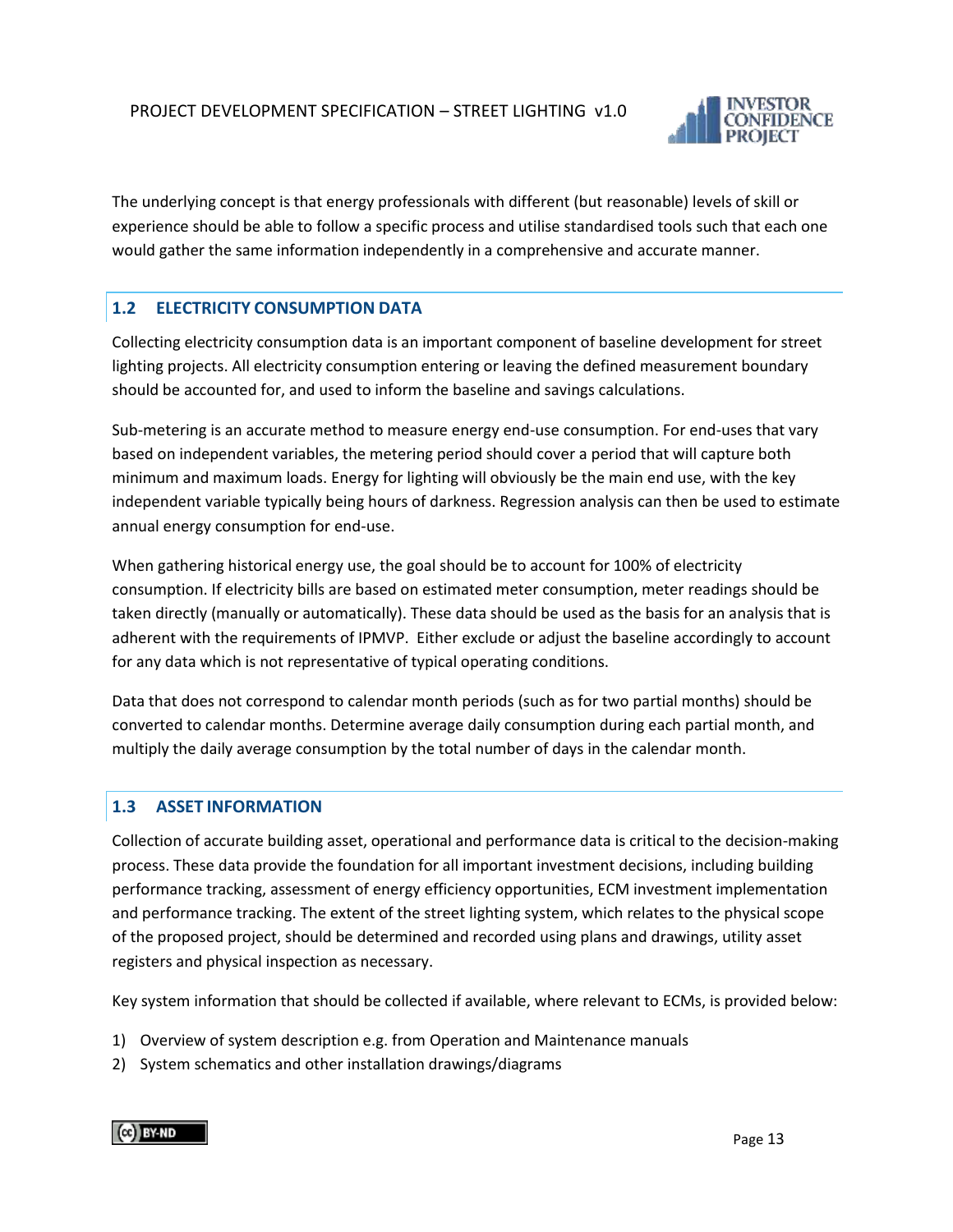The underlying concept is that energy professionals with different (but reasonable) levels of skill or experience should be able to follow a specific process and utilise standardised tools such that each one would gather the same information independently in a comprehensive and accurate manner.

## 1.2 ELECTRICITY CONSUMPTION DATA

Collecting electricity consumption data is an important component of baseline development for street lighting projects. All electricity consumption entering or leaving the defined measurement boundary should be accounted for, and used to inform the baseline and savings calculations.

Sub-metering is an accurate method to measure energy end-use consumption. For end-uses that vary based on independent variables, the metering period should cover a period that will capture both minimum and maximum loads. Energy for lighting will obviously be the main end use, with the key independent variable typically being hours of darkness. Regression analysis can then be used to estimate annual energy consumption for end-use.

When gathering historical energy use, the goal should be to account for 100% of electricity consumption. If electricity bills are based on estimated meter consumption, meter readings should be taken directly (manually or automatically). These data should be used as the basis for an analysis that is adherent with the requirements of IPMVP. Either exclude or adjust the baseline accordingly to account for any data which is not representative of typical operating conditions.

Data that does not correspond to calendar month periods (such as for two partial months) should be converted to calendar months. Determine average daily consumption during each partial month, and multiply the daily average consumption by the total number of days in the calendar month.

## 1.3 ASSET INFORMATION

Collection of accurate building asset, operational and performance data is critical to the decision-making process. These data provide the foundation for all important investment decisions, including building performance tracking, assessment of energy efficiency opportunities, ECM investment implementation and performance tracking. The extent of the street lighting system, which relates to the physical scope of the proposed project, should be determined and recorded using plans and drawings, utility asset registers and physical inspection as necessary.

Key system information that should be collected if available, where relevant to ECMs, is provided below:

1) Overview of system description e.g. from Operation and Maintenance manuals
2) System schematics and other installation drawings/diagrams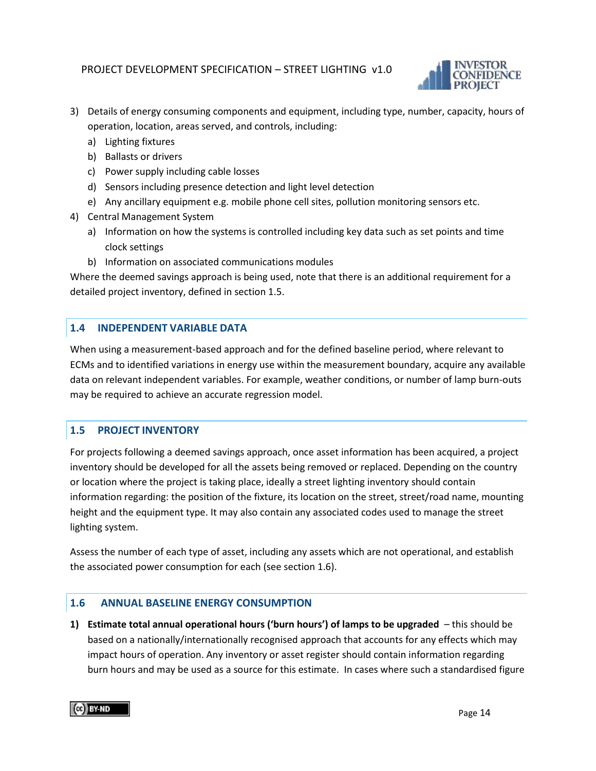3) Details of energy consuming components and equipment, including type, number, capacity, hours of operation, location, areas served, and controls, including:
   a) Lighting fixtures
   b) Ballasts or drivers
   c) Power supply including cable losses
   d) Sensors including presence detection and light level detection
   e) Any ancillary equipment e.g. mobile phone cell sites, pollution monitoring sensors etc.
4) Central Management System
   a) Information on how the systems is controlled including key data such as set points and time clock settings
   b) Information on associated communications modules

Where the deemed savings approach is being used, note that there is an additional requirement for a detailed project inventory, defined in section 1.5.

## 1.4 INDEPENDENT VARIABLE DATA

When using a measurement-based approach and for the defined baseline period, where relevant to ECMs and to identified variations in energy use within the measurement boundary, acquire any available data on relevant independent variables. For example, weather conditions, or number of lamp burn-outs may be required to achieve an accurate regression model.

## 1.5 PROJECT INVENTORY

For projects following a deemed savings approach, once asset information has been acquired, a project inventory should be developed for all the assets being removed or replaced. Depending on the country or location where the project is taking place, ideally a street lighting inventory should contain information regarding: the position of the fixture, its location on the street, street/road name, mounting height and the equipment type. It may also contain any associated codes used to manage the street lighting system.

Assess the number of each type of asset, including any assets which are not operational, and establish the associated power consumption for each (see section 1.6).

## 1.6 ANNUAL BASELINE ENERGY CONSUMPTION

1) **Estimate total annual operational hours ('burn hours') of lamps to be upgraded** – this should be based on a nationally/internationally recognised approach that accounts for any effects which may impact hours of operation. Any inventory or asset register should contain information regarding burn hours and may be used as a source for this estimate. In cases where such a standardised figure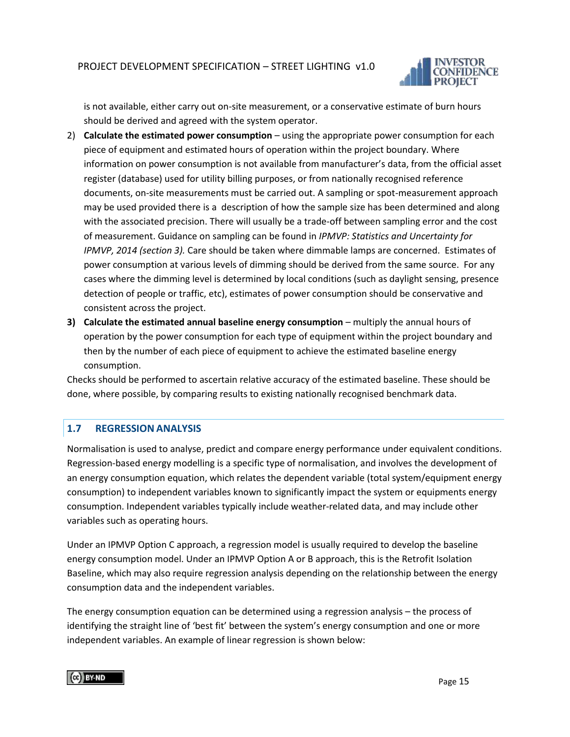is not available, either carry out on-site measurement, or a conservative estimate of burn hours should be derived and agreed with the system operator.

2) **Calculate the estimated power consumption** – using the appropriate power consumption for each piece of equipment and estimated hours of operation within the project boundary. Where information on power consumption is not available from manufacturer's data, from the official asset register (database) used for utility billing purposes, or from nationally recognised reference documents, on-site measurements must be carried out. A sampling or spot-measurement approach may be used provided there is a description of how the sample size has been determined and along with the associated precision. There will usually be a trade-off between sampling error and the cost of measurement. Guidance on sampling can be found in *IPMVP: Statistics and Uncertainty for IPMVP, 2014 (section 3).* Care should be taken where dimmable lamps are concerned. Estimates of power consumption at various levels of dimming should be derived from the same source. For any cases where the dimming level is determined by local conditions (such as daylight sensing, presence detection of people or traffic, etc), estimates of power consumption should be conservative and consistent across the project.
3) **Calculate the estimated annual baseline energy consumption** – multiply the annual hours of operation by the power consumption for each type of equipment within the project boundary and then by the number of each piece of equipment to achieve the estimated baseline energy consumption.

Checks should be performed to ascertain relative accuracy of the estimated baseline. These should be done, where possible, by comparing results to existing nationally recognised benchmark data.

## 1.7 REGRESSION ANALYSIS

Normalisation is used to analyse, predict and compare energy performance under equivalent conditions. Regression-based energy modelling is a specific type of normalisation, and involves the development of an energy consumption equation, which relates the dependent variable (total system/equipment energy consumption) to independent variables known to significantly impact the system or equipments energy consumption. Independent variables typically include weather-related data, and may include other variables such as operating hours.

Under an IPMVP Option C approach, a regression model is usually required to develop the baseline energy consumption model. Under an IPMVP Option A or B approach, this is the Retrofit Isolation Baseline, which may also require regression analysis depending on the relationship between the energy consumption data and the independent variables.

The energy consumption equation can be determined using a regression analysis – the process of identifying the straight line of 'best fit' between the system's energy consumption and one or more independent variables. An example of linear regression is shown below: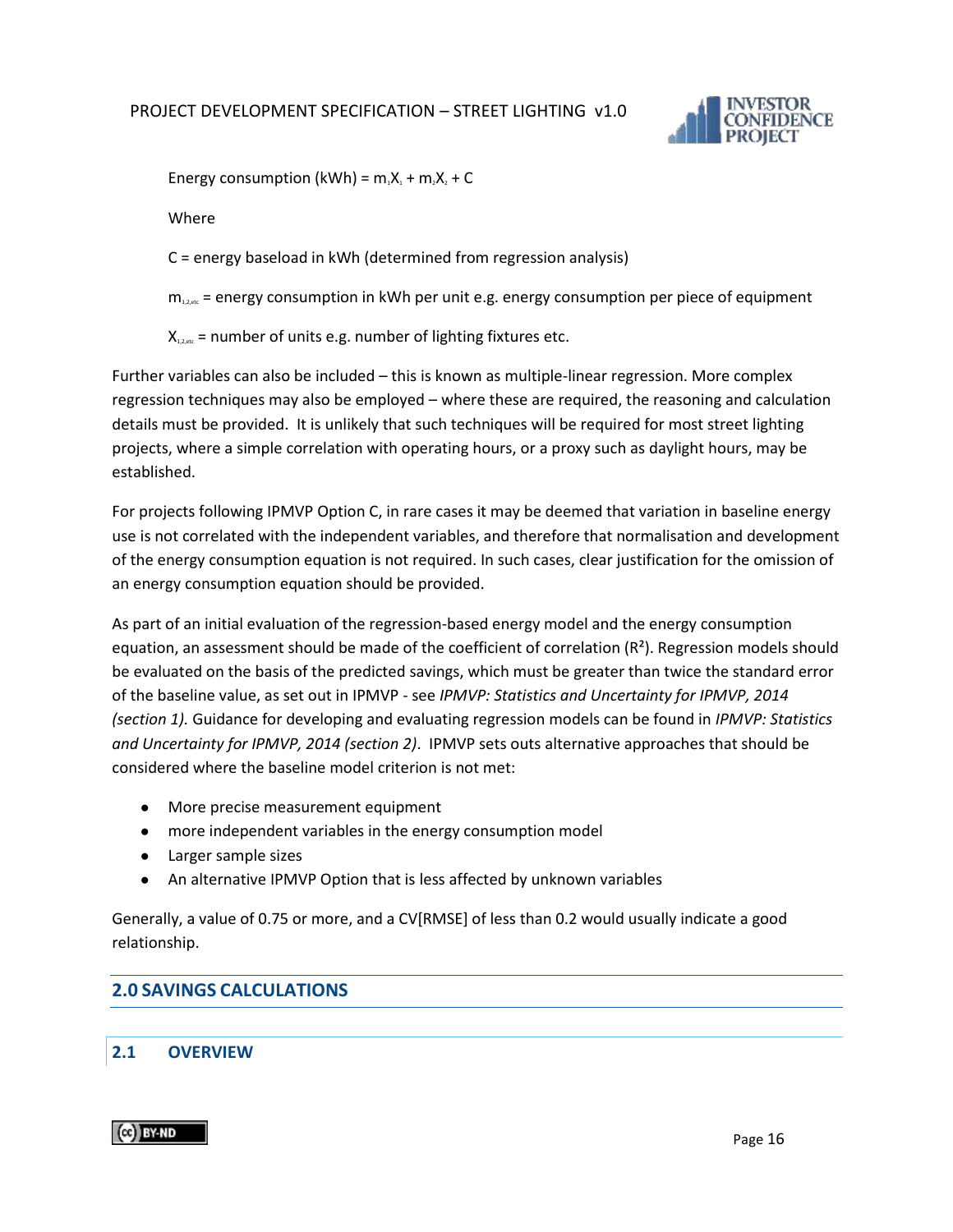Energy consumption (kWh) = $m_1X_1 + m_2X_2 + C$

Where

C = energy baseload in kWh (determined from regression analysis)

$m_{1,2,etc}$ = energy consumption in kWh per unit e.g. energy consumption per piece of equipment

$X_{1,2,etc}$ = number of units e.g. number of lighting fixtures etc.

Further variables can also be included – this is known as multiple-linear regression. More complex regression techniques may also be employed – where these are required, the reasoning and calculation details must be provided. It is unlikely that such techniques will be required for most street lighting projects, where a simple correlation with operating hours, or a proxy such as daylight hours, may be established.

For projects following IPMVP Option C, in rare cases it may be deemed that variation in baseline energy use is not correlated with the independent variables, and therefore that normalisation and development of the energy consumption equation is not required. In such cases, clear justification for the omission of an energy consumption equation should be provided.

As part of an initial evaluation of the regression-based energy model and the energy consumption equation, an assessment should be made of the coefficient of correlation ($R^2$). Regression models should be evaluated on the basis of the predicted savings, which must be greater than twice the standard error of the baseline value, as set out in IPMVP - see *IPMVP: Statistics and Uncertainty for IPMVP, 2014 (section 1).* Guidance for developing and evaluating regression models can be found in *IPMVP: Statistics and Uncertainty for IPMVP, 2014 (section 2)*. IPMVP sets outs alternative approaches that should be considered where the baseline model criterion is not met:

- More precise measurement equipment
- more independent variables in the energy consumption model
- Larger sample sizes
- An alternative IPMVP Option that is less affected by unknown variables

Generally, a value of 0.75 or more, and a CV[RMSE] of less than 0.2 would usually indicate a good relationship.

# 2.0 SAVINGS CALCULATIONS

## 2.1 OVERVIEW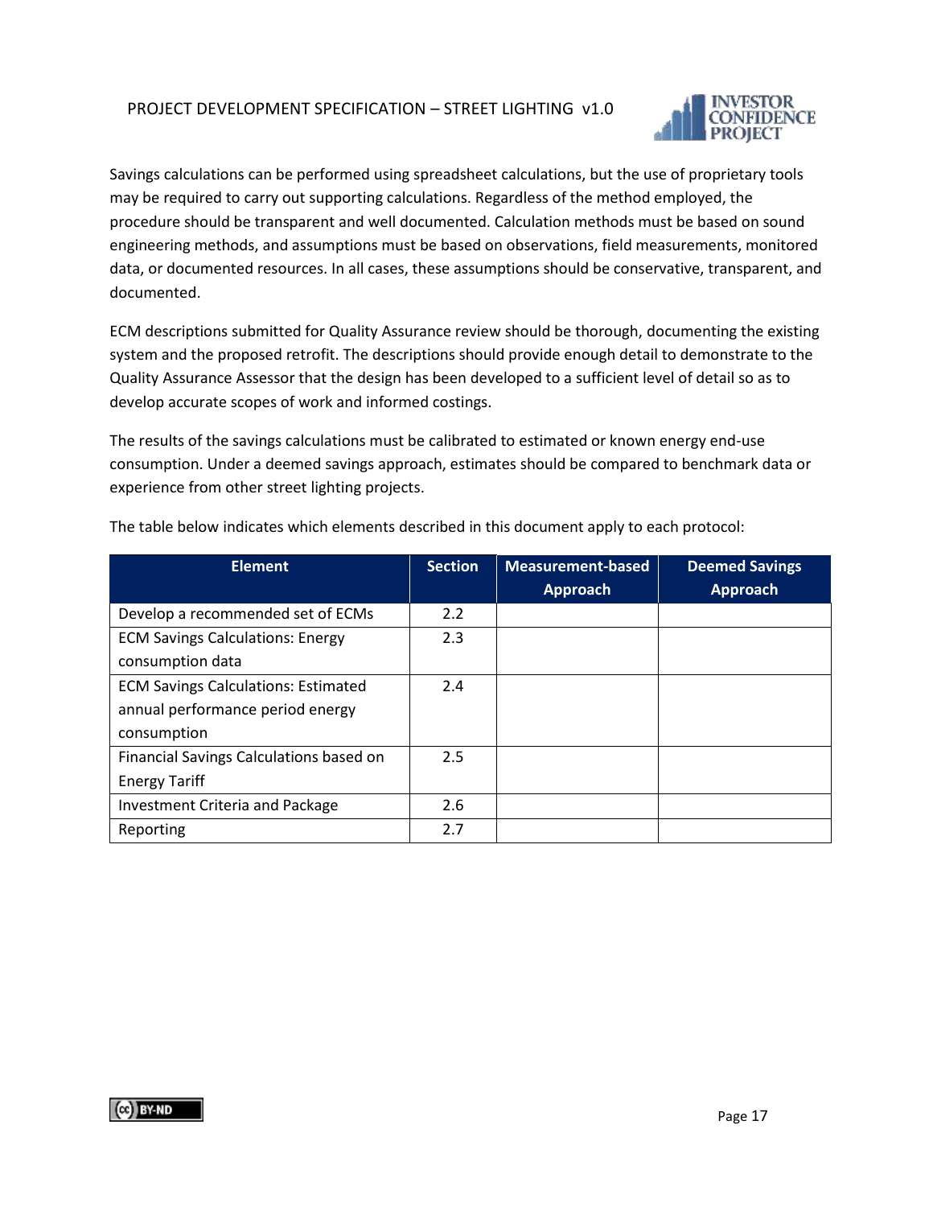Savings calculations can be performed using spreadsheet calculations, but the use of proprietary tools may be required to carry out supporting calculations. Regardless of the method employed, the procedure should be transparent and well documented. Calculation methods must be based on sound engineering methods, and assumptions must be based on observations, field measurements, monitored data, or documented resources. In all cases, these assumptions should be conservative, transparent, and documented.

ECM descriptions submitted for Quality Assurance review should be thorough, documenting the existing system and the proposed retrofit. The descriptions should provide enough detail to demonstrate to the Quality Assurance Assessor that the design has been developed to a sufficient level of detail so as to develop accurate scopes of work and informed costings.

The results of the savings calculations must be calibrated to estimated or known energy end-use consumption. Under a deemed savings approach, estimates should be compared to benchmark data or experience from other street lighting projects.

The table below indicates which elements described in this document apply to each protocol:

| Element | Section | Measurement-based Approach | Deemed Savings Approach |
|---|---|---|---|
| Develop a recommended set of ECMs | 2.2 | | |
| ECM Savings Calculations: Energy consumption data | 2.3 | | |
| ECM Savings Calculations: Estimated annual performance period energy consumption | 2.4 | | |
| Financial Savings Calculations based on Energy Tariff | 2.5 | | |
| Investment Criteria and Package | 2.6 | | |
| Reporting | 2.7 | | |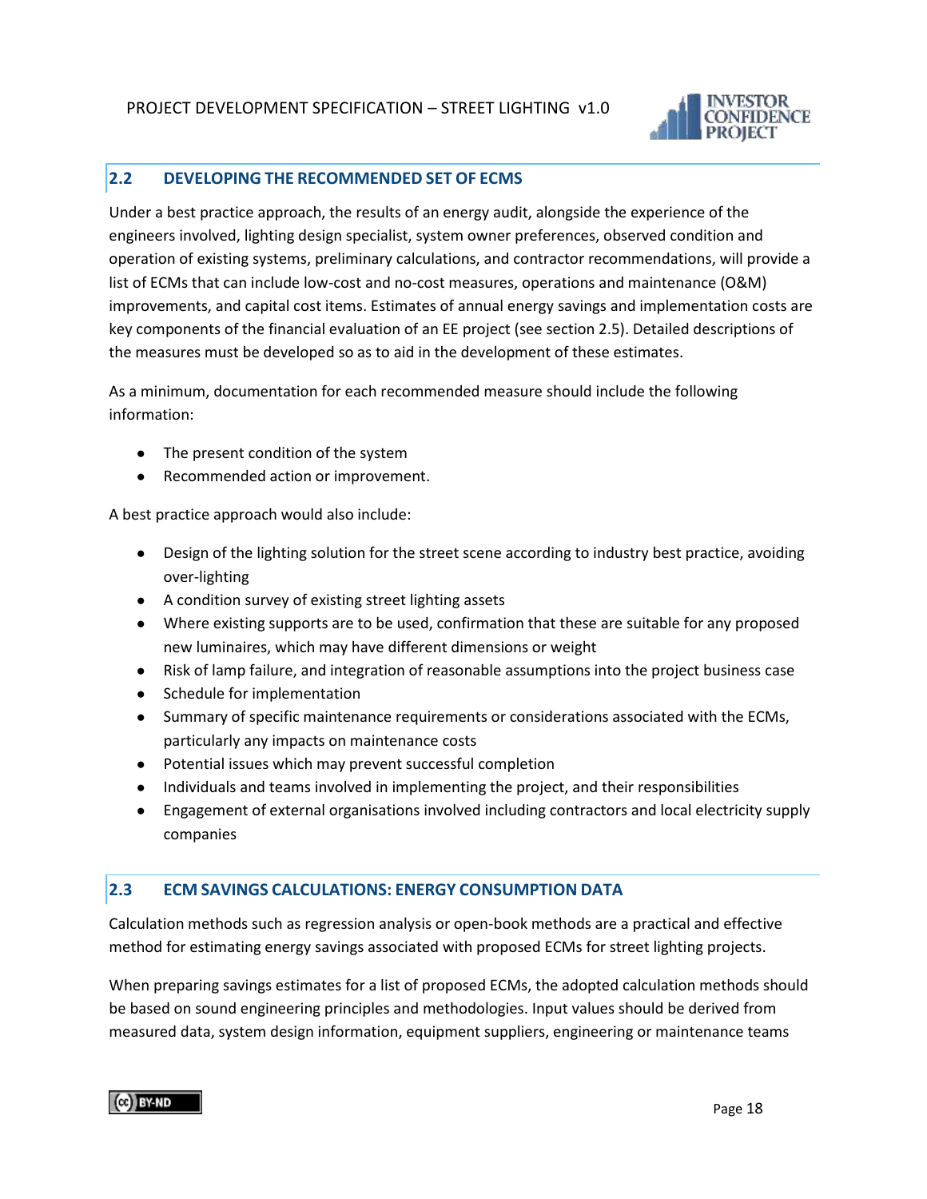## 2.2 DEVELOPING THE RECOMMENDED SET OF ECMS

Under a best practice approach, the results of an energy audit, alongside the experience of the engineers involved, lighting design specialist, system owner preferences, observed condition and operation of existing systems, preliminary calculations, and contractor recommendations, will provide a list of ECMs that can include low-cost and no-cost measures, operations and maintenance (O&M) improvements, and capital cost items. Estimates of annual energy savings and implementation costs are key components of the financial evaluation of an EE project (see section 2.5). Detailed descriptions of the measures must be developed so as to aid in the development of these estimates.

As a minimum, documentation for each recommended measure should include the following information:

- The present condition of the system
- Recommended action or improvement.

A best practice approach would also include:

- Design of the lighting solution for the street scene according to industry best practice, avoiding over-lighting
- A condition survey of existing street lighting assets
- Where existing supports are to be used, confirmation that these are suitable for any proposed new luminaires, which may have different dimensions or weight
- Risk of lamp failure, and integration of reasonable assumptions into the project business case
- Schedule for implementation
- Summary of specific maintenance requirements or considerations associated with the ECMs, particularly any impacts on maintenance costs
- Potential issues which may prevent successful completion
- Individuals and teams involved in implementing the project, and their responsibilities
- Engagement of external organisations involved including contractors and local electricity supply companies

## 2.3 ECM SAVINGS CALCULATIONS: ENERGY CONSUMPTION DATA

Calculation methods such as regression analysis or open-book methods are a practical and effective method for estimating energy savings associated with proposed ECMs for street lighting projects.

When preparing savings estimates for a list of proposed ECMs, the adopted calculation methods should be based on sound engineering principles and methodologies. Input values should be derived from measured data, system design information, equipment suppliers, engineering or maintenance teams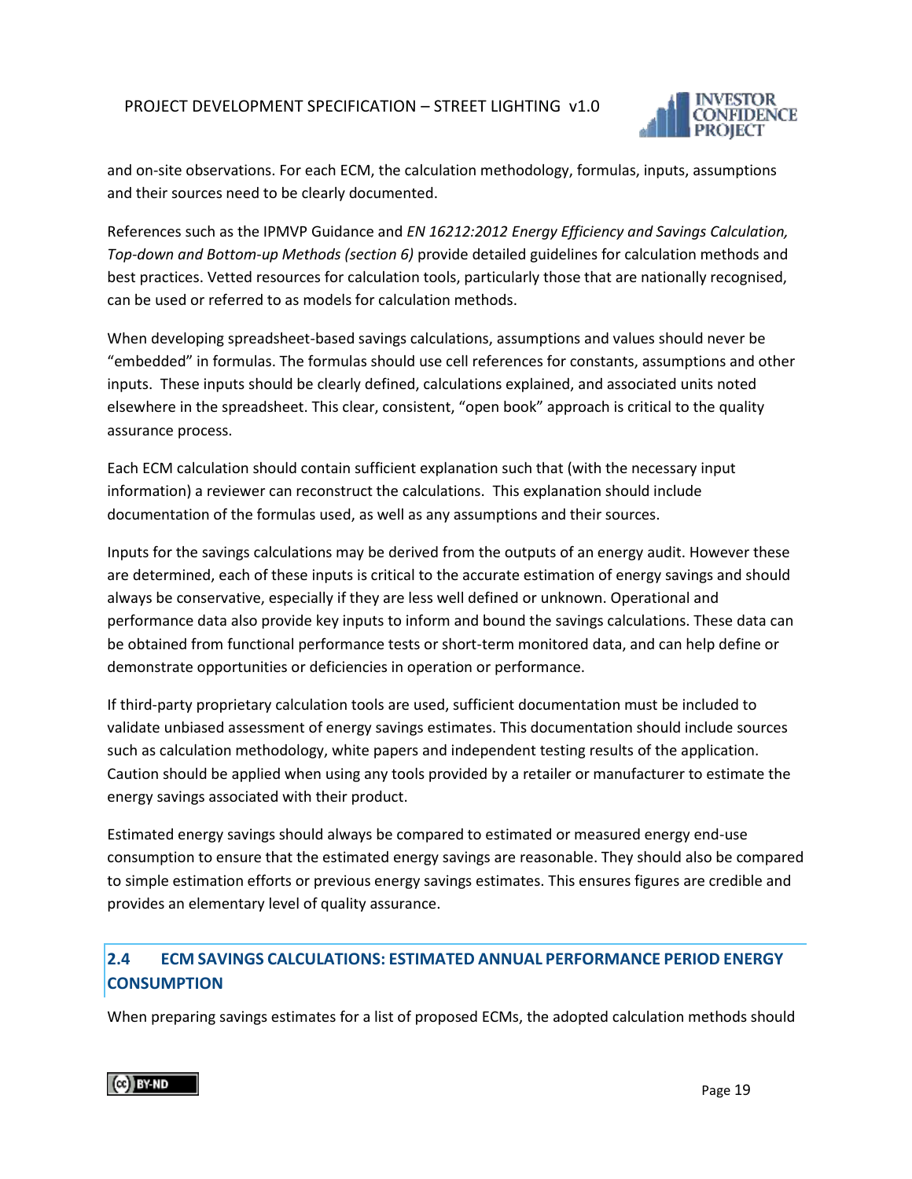and on-site observations. For each ECM, the calculation methodology, formulas, inputs, assumptions and their sources need to be clearly documented.

References such as the IPMVP Guidance and *EN 16212:2012 Energy Efficiency and Savings Calculation, Top-down and Bottom-up Methods (section 6)* provide detailed guidelines for calculation methods and best practices. Vetted resources for calculation tools, particularly those that are nationally recognised, can be used or referred to as models for calculation methods.

When developing spreadsheet-based savings calculations, assumptions and values should never be "embedded" in formulas. The formulas should use cell references for constants, assumptions and other inputs. These inputs should be clearly defined, calculations explained, and associated units noted elsewhere in the spreadsheet. This clear, consistent, "open book" approach is critical to the quality assurance process.

Each ECM calculation should contain sufficient explanation such that (with the necessary input information) a reviewer can reconstruct the calculations. This explanation should include documentation of the formulas used, as well as any assumptions and their sources.

Inputs for the savings calculations may be derived from the outputs of an energy audit. However these are determined, each of these inputs is critical to the accurate estimation of energy savings and should always be conservative, especially if they are less well defined or unknown. Operational and performance data also provide key inputs to inform and bound the savings calculations. These data can be obtained from functional performance tests or short-term monitored data, and can help define or demonstrate opportunities or deficiencies in operation or performance.

If third-party proprietary calculation tools are used, sufficient documentation must be included to validate unbiased assessment of energy savings estimates. This documentation should include sources such as calculation methodology, white papers and independent testing results of the application. Caution should be applied when using any tools provided by a retailer or manufacturer to estimate the energy savings associated with their product.

Estimated energy savings should always be compared to estimated or measured energy end-use consumption to ensure that the estimated energy savings are reasonable. They should also be compared to simple estimation efforts or previous energy savings estimates. This ensures figures are credible and provides an elementary level of quality assurance.

## 2.4 ECM SAVINGS CALCULATIONS: ESTIMATED ANNUAL PERFORMANCE PERIOD ENERGY CONSUMPTION

When preparing savings estimates for a list of proposed ECMs, the adopted calculation methods should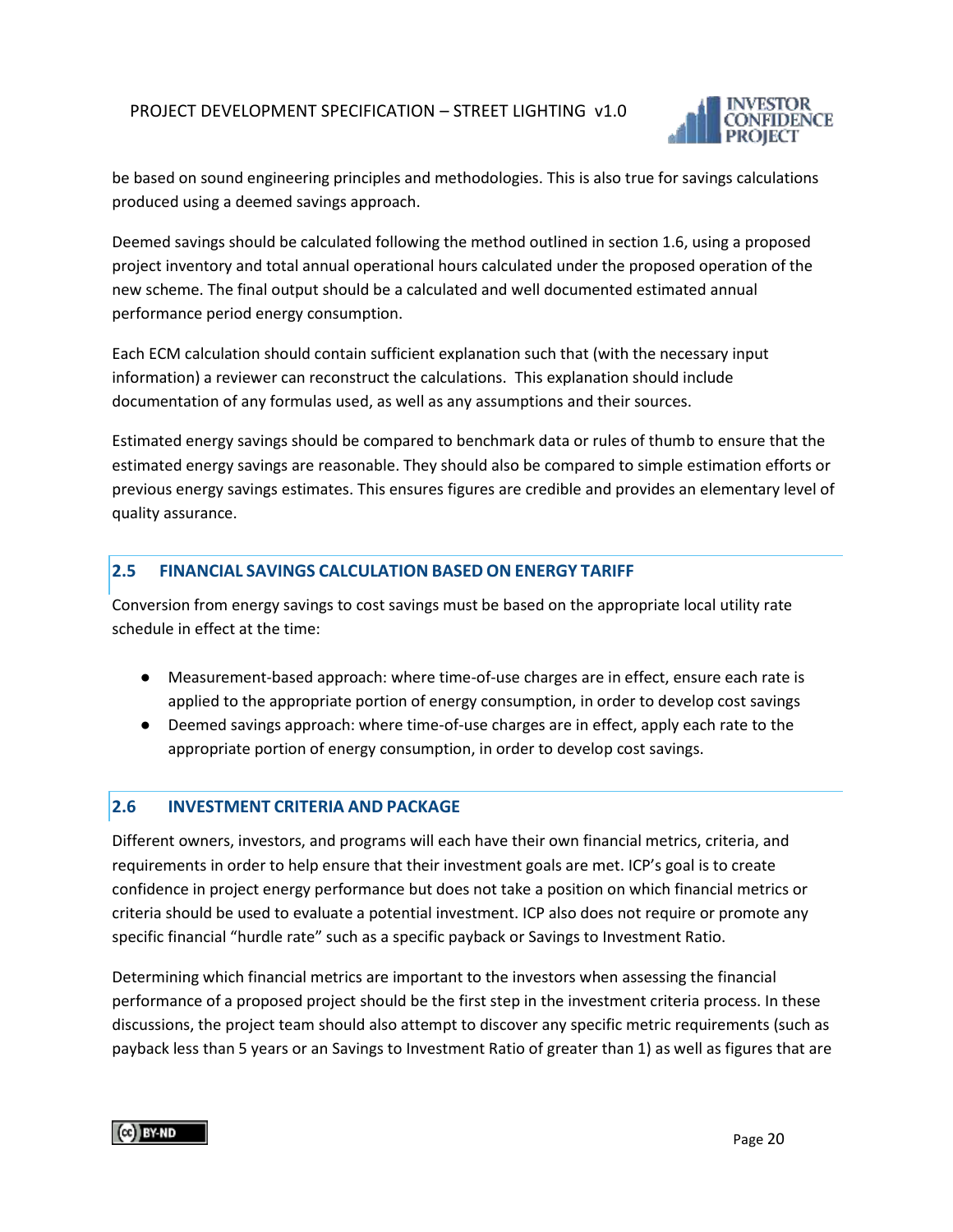be based on sound engineering principles and methodologies. This is also true for savings calculations produced using a deemed savings approach.

Deemed savings should be calculated following the method outlined in section 1.6, using a proposed project inventory and total annual operational hours calculated under the proposed operation of the new scheme. The final output should be a calculated and well documented estimated annual performance period energy consumption.

Each ECM calculation should contain sufficient explanation such that (with the necessary input information) a reviewer can reconstruct the calculations. This explanation should include documentation of any formulas used, as well as any assumptions and their sources.

Estimated energy savings should be compared to benchmark data or rules of thumb to ensure that the estimated energy savings are reasonable. They should also be compared to simple estimation efforts or previous energy savings estimates. This ensures figures are credible and provides an elementary level of quality assurance.

## 2.5 FINANCIAL SAVINGS CALCULATION BASED ON ENERGY TARIFF

Conversion from energy savings to cost savings must be based on the appropriate local utility rate schedule in effect at the time:

- Measurement-based approach: where time-of-use charges are in effect, ensure each rate is applied to the appropriate portion of energy consumption, in order to develop cost savings
- Deemed savings approach: where time-of-use charges are in effect, apply each rate to the appropriate portion of energy consumption, in order to develop cost savings.

## 2.6 INVESTMENT CRITERIA AND PACKAGE

Different owners, investors, and programs will each have their own financial metrics, criteria, and requirements in order to help ensure that their investment goals are met. ICP's goal is to create confidence in project energy performance but does not take a position on which financial metrics or criteria should be used to evaluate a potential investment. ICP also does not require or promote any specific financial "hurdle rate" such as a specific payback or Savings to Investment Ratio.

Determining which financial metrics are important to the investors when assessing the financial performance of a proposed project should be the first step in the investment criteria process. In these discussions, the project team should also attempt to discover any specific metric requirements (such as payback less than 5 years or an Savings to Investment Ratio of greater than 1) as well as figures that are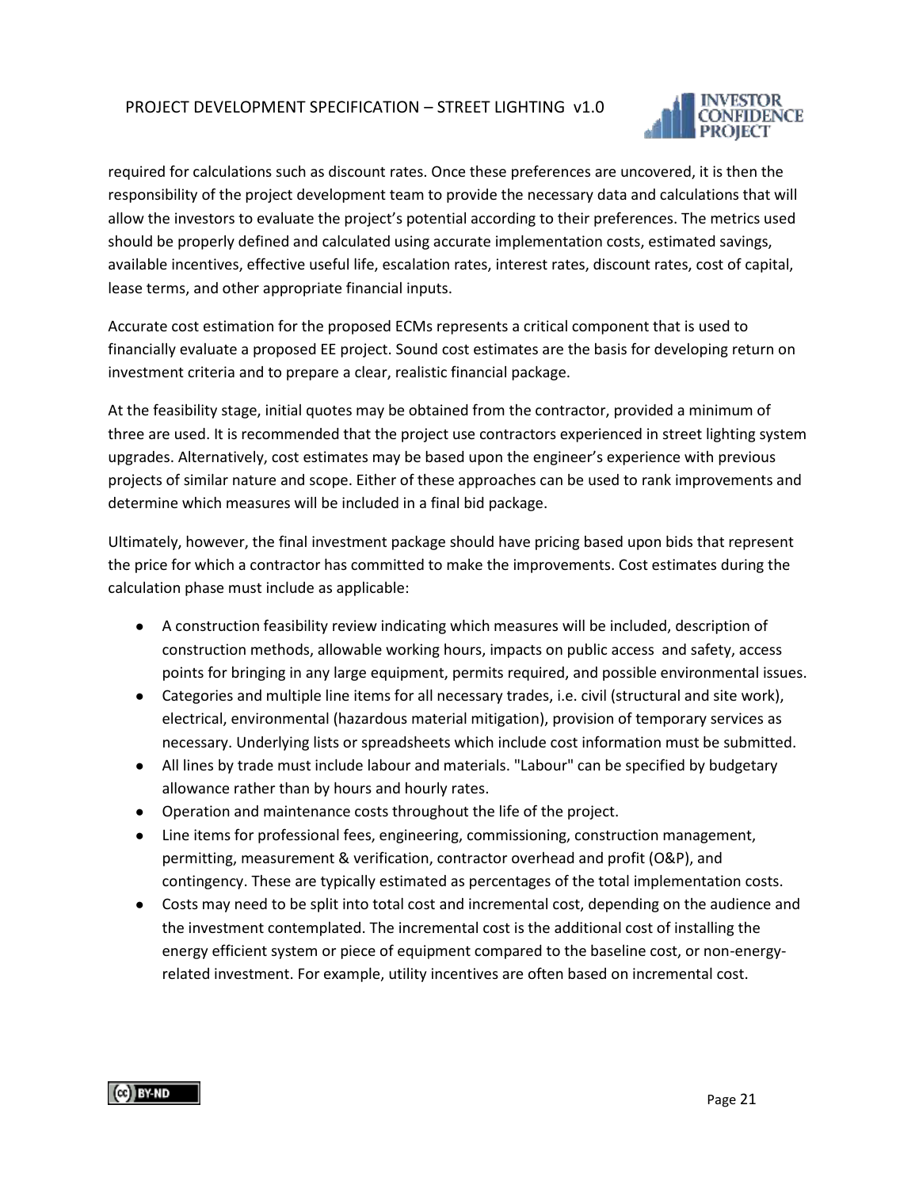required for calculations such as discount rates. Once these preferences are uncovered, it is then the responsibility of the project development team to provide the necessary data and calculations that will allow the investors to evaluate the project's potential according to their preferences. The metrics used should be properly defined and calculated using accurate implementation costs, estimated savings, available incentives, effective useful life, escalation rates, interest rates, discount rates, cost of capital, lease terms, and other appropriate financial inputs.

Accurate cost estimation for the proposed ECMs represents a critical component that is used to financially evaluate a proposed EE project. Sound cost estimates are the basis for developing return on investment criteria and to prepare a clear, realistic financial package.

At the feasibility stage, initial quotes may be obtained from the contractor, provided a minimum of three are used. It is recommended that the project use contractors experienced in street lighting system upgrades. Alternatively, cost estimates may be based upon the engineer's experience with previous projects of similar nature and scope. Either of these approaches can be used to rank improvements and determine which measures will be included in a final bid package.

Ultimately, however, the final investment package should have pricing based upon bids that represent the price for which a contractor has committed to make the improvements. Cost estimates during the calculation phase must include as applicable:

- A construction feasibility review indicating which measures will be included, description of construction methods, allowable working hours, impacts on public access and safety, access points for bringing in any large equipment, permits required, and possible environmental issues.
- Categories and multiple line items for all necessary trades, i.e. civil (structural and site work), electrical, environmental (hazardous material mitigation), provision of temporary services as necessary. Underlying lists or spreadsheets which include cost information must be submitted.
- All lines by trade must include labour and materials. "Labour" can be specified by budgetary allowance rather than by hours and hourly rates.
- Operation and maintenance costs throughout the life of the project.
- Line items for professional fees, engineering, commissioning, construction management, permitting, measurement & verification, contractor overhead and profit (O&P), and contingency. These are typically estimated as percentages of the total implementation costs.
- Costs may need to be split into total cost and incremental cost, depending on the audience and the investment contemplated. The incremental cost is the additional cost of installing the energy efficient system or piece of equipment compared to the baseline cost, or non-energy-related investment. For example, utility incentives are often based on incremental cost.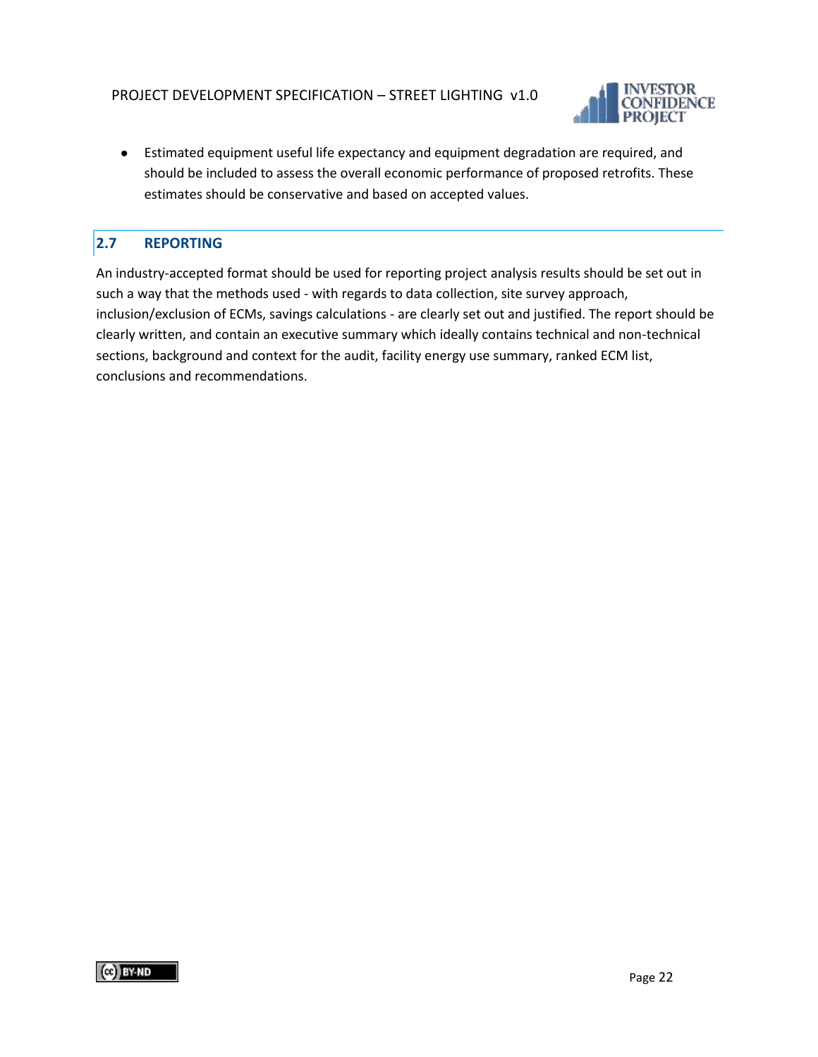- Estimated equipment useful life expectancy and equipment degradation are required, and should be included to assess the overall economic performance of proposed retrofits. These estimates should be conservative and based on accepted values.

## 2.7 REPORTING

An industry-accepted format should be used for reporting project analysis results should be set out in such a way that the methods used - with regards to data collection, site survey approach, inclusion/exclusion of ECMs, savings calculations - are clearly set out and justified. The report should be clearly written, and contain an executive summary which ideally contains technical and non-technical sections, background and context for the audit, facility energy use summary, ranked ECM list, conclusions and recommendations.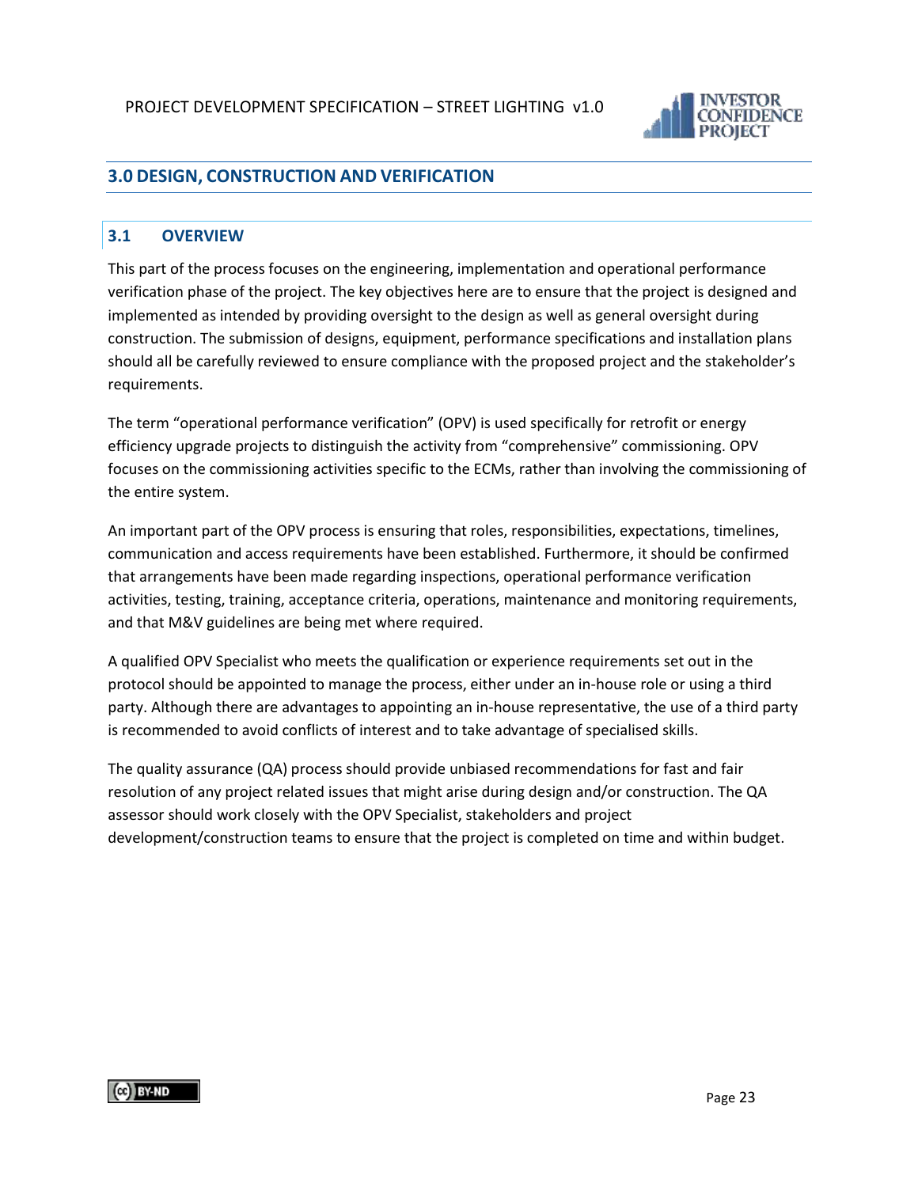## 3.0 DESIGN, CONSTRUCTION AND VERIFICATION

### 3.1 OVERVIEW

This part of the process focuses on the engineering, implementation and operational performance verification phase of the project. The key objectives here are to ensure that the project is designed and implemented as intended by providing oversight to the design as well as general oversight during construction. The submission of designs, equipment, performance specifications and installation plans should all be carefully reviewed to ensure compliance with the proposed project and the stakeholder's requirements.

The term "operational performance verification" (OPV) is used specifically for retrofit or energy efficiency upgrade projects to distinguish the activity from "comprehensive" commissioning. OPV focuses on the commissioning activities specific to the ECMs, rather than involving the commissioning of the entire system.

An important part of the OPV process is ensuring that roles, responsibilities, expectations, timelines, communication and access requirements have been established. Furthermore, it should be confirmed that arrangements have been made regarding inspections, operational performance verification activities, testing, training, acceptance criteria, operations, maintenance and monitoring requirements, and that M&V guidelines are being met where required.

A qualified OPV Specialist who meets the qualification or experience requirements set out in the protocol should be appointed to manage the process, either under an in-house role or using a third party. Although there are advantages to appointing an in-house representative, the use of a third party is recommended to avoid conflicts of interest and to take advantage of specialised skills.

The quality assurance (QA) process should provide unbiased recommendations for fast and fair resolution of any project related issues that might arise during design and/or construction. The QA assessor should work closely with the OPV Specialist, stakeholders and project development/construction teams to ensure that the project is completed on time and within budget.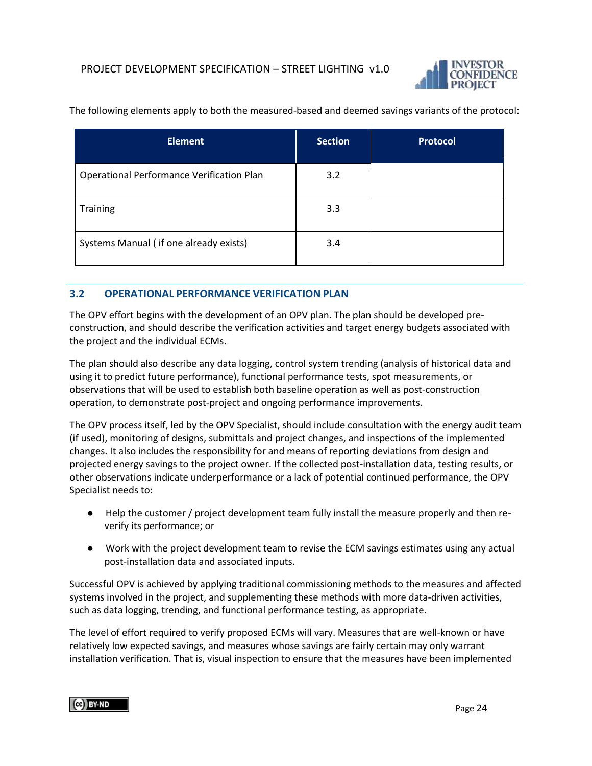The following elements apply to both the measured-based and deemed savings variants of the protocol:

| Element | Section | Protocol |
|---|---|---|
| Operational Performance Verification Plan | 3.2 | |
| Training | 3.3 | |
| Systems Manual ( if one already exists) | 3.4 | |

## 3.2 OPERATIONAL PERFORMANCE VERIFICATION PLAN

The OPV effort begins with the development of an OPV plan. The plan should be developed pre-construction, and should describe the verification activities and target energy budgets associated with the project and the individual ECMs.

The plan should also describe any data logging, control system trending (analysis of historical data and using it to predict future performance), functional performance tests, spot measurements, or observations that will be used to establish both baseline operation as well as post-construction operation, to demonstrate post-project and ongoing performance improvements.

The OPV process itself, led by the OPV Specialist, should include consultation with the energy audit team (if used), monitoring of designs, submittals and project changes, and inspections of the implemented changes. It also includes the responsibility for and means of reporting deviations from design and projected energy savings to the project owner. If the collected post-installation data, testing results, or other observations indicate underperformance or a lack of potential continued performance, the OPV Specialist needs to:

- Help the customer / project development team fully install the measure properly and then re-verify its performance; or
- Work with the project development team to revise the ECM savings estimates using any actual post-installation data and associated inputs.

Successful OPV is achieved by applying traditional commissioning methods to the measures and affected systems involved in the project, and supplementing these methods with more data-driven activities, such as data logging, trending, and functional performance testing, as appropriate.

The level of effort required to verify proposed ECMs will vary. Measures that are well-known or have relatively low expected savings, and measures whose savings are fairly certain may only warrant installation verification. That is, visual inspection to ensure that the measures have been implemented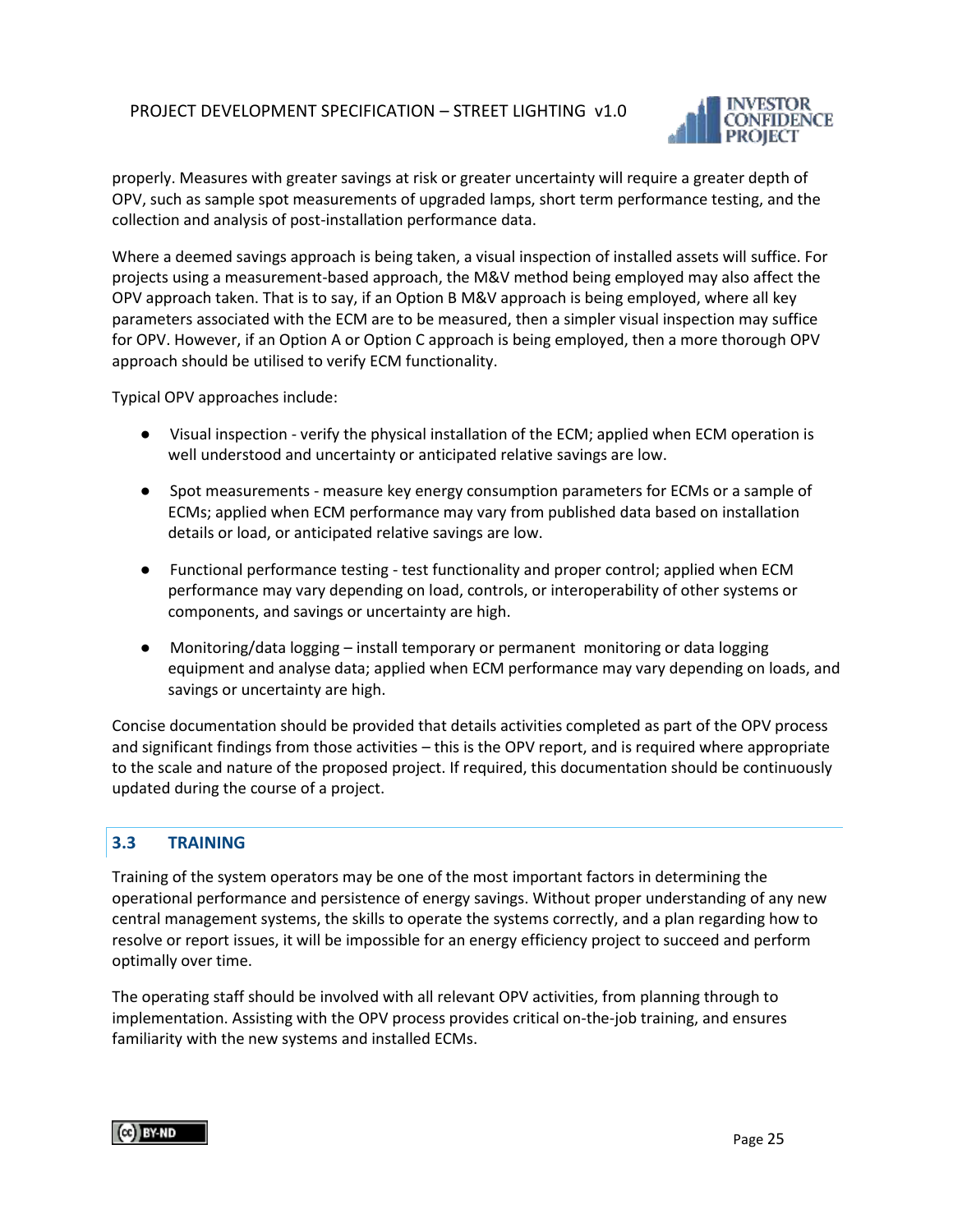properly. Measures with greater savings at risk or greater uncertainty will require a greater depth of OPV, such as sample spot measurements of upgraded lamps, short term performance testing, and the collection and analysis of post-installation performance data.

Where a deemed savings approach is being taken, a visual inspection of installed assets will suffice. For projects using a measurement-based approach, the M&V method being employed may also affect the OPV approach taken. That is to say, if an Option B M&V approach is being employed, where all key parameters associated with the ECM are to be measured, then a simpler visual inspection may suffice for OPV. However, if an Option A or Option C approach is being employed, then a more thorough OPV approach should be utilised to verify ECM functionality.

Typical OPV approaches include:

- Visual inspection - verify the physical installation of the ECM; applied when ECM operation is well understood and uncertainty or anticipated relative savings are low.
- Spot measurements - measure key energy consumption parameters for ECMs or a sample of ECMs; applied when ECM performance may vary from published data based on installation details or load, or anticipated relative savings are low.
- Functional performance testing - test functionality and proper control; applied when ECM performance may vary depending on load, controls, or interoperability of other systems or components, and savings or uncertainty are high.
- Monitoring/data logging – install temporary or permanent monitoring or data logging equipment and analyse data; applied when ECM performance may vary depending on loads, and savings or uncertainty are high.

Concise documentation should be provided that details activities completed as part of the OPV process and significant findings from those activities – this is the OPV report, and is required where appropriate to the scale and nature of the proposed project. If required, this documentation should be continuously updated during the course of a project.

## 3.3 TRAINING

Training of the system operators may be one of the most important factors in determining the operational performance and persistence of energy savings. Without proper understanding of any new central management systems, the skills to operate the systems correctly, and a plan regarding how to resolve or report issues, it will be impossible for an energy efficiency project to succeed and perform optimally over time.

The operating staff should be involved with all relevant OPV activities, from planning through to implementation. Assisting with the OPV process provides critical on-the-job training, and ensures familiarity with the new systems and installed ECMs.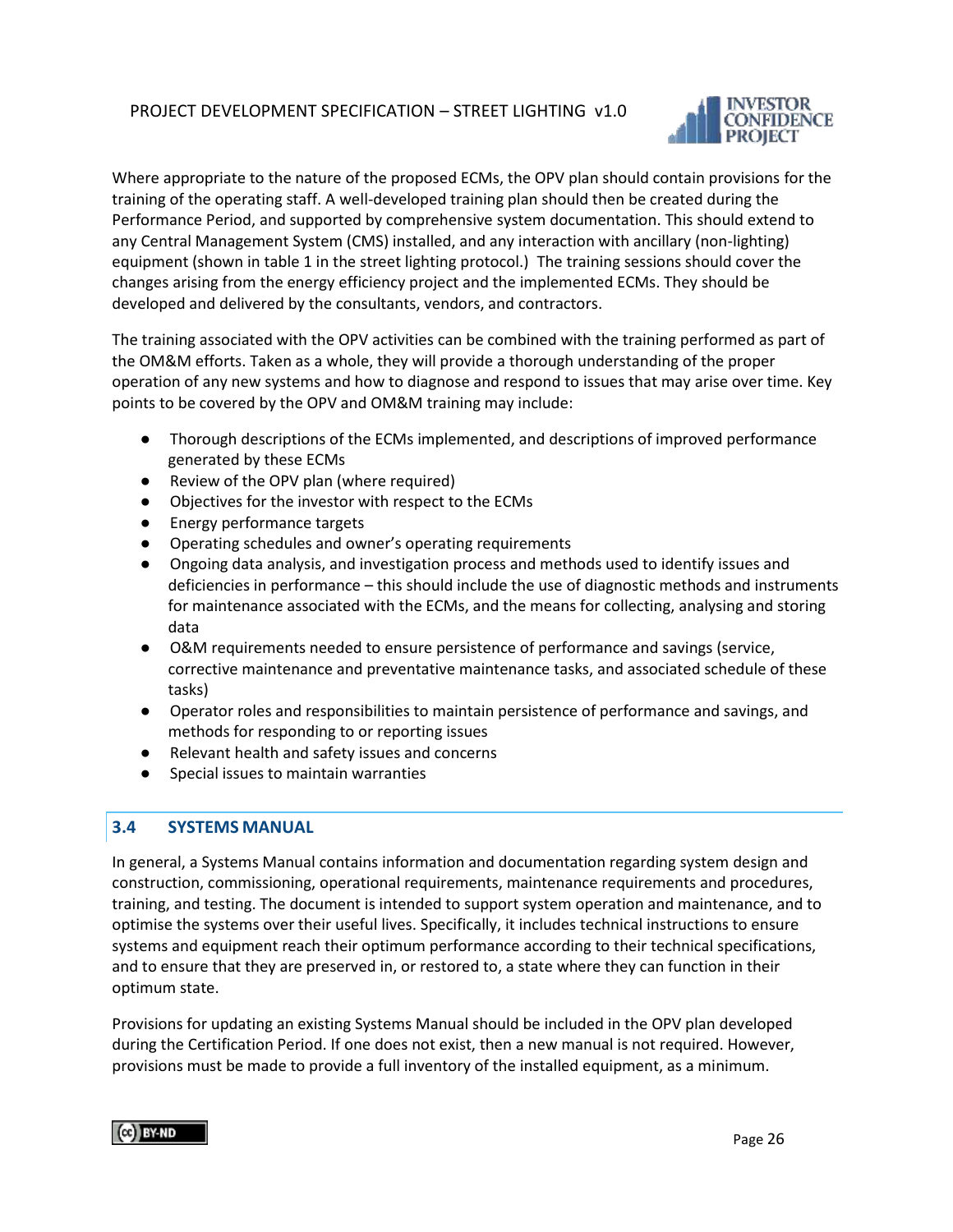Where appropriate to the nature of the proposed ECMs, the OPV plan should contain provisions for the training of the operating staff. A well-developed training plan should then be created during the Performance Period, and supported by comprehensive system documentation. This should extend to any Central Management System (CMS) installed, and any interaction with ancillary (non-lighting) equipment (shown in table 1 in the street lighting protocol.) The training sessions should cover the changes arising from the energy efficiency project and the implemented ECMs. They should be developed and delivered by the consultants, vendors, and contractors.

The training associated with the OPV activities can be combined with the training performed as part of the OM&M efforts. Taken as a whole, they will provide a thorough understanding of the proper operation of any new systems and how to diagnose and respond to issues that may arise over time. Key points to be covered by the OPV and OM&M training may include:

- Thorough descriptions of the ECMs implemented, and descriptions of improved performance generated by these ECMs
- Review of the OPV plan (where required)
- Objectives for the investor with respect to the ECMs
- Energy performance targets
- Operating schedules and owner's operating requirements
- Ongoing data analysis, and investigation process and methods used to identify issues and deficiencies in performance – this should include the use of diagnostic methods and instruments for maintenance associated with the ECMs, and the means for collecting, analysing and storing data
- O&M requirements needed to ensure persistence of performance and savings (service, corrective maintenance and preventative maintenance tasks, and associated schedule of these tasks)
- Operator roles and responsibilities to maintain persistence of performance and savings, and methods for responding to or reporting issues
- Relevant health and safety issues and concerns
- Special issues to maintain warranties

## 3.4 SYSTEMS MANUAL

In general, a Systems Manual contains information and documentation regarding system design and construction, commissioning, operational requirements, maintenance requirements and procedures, training, and testing. The document is intended to support system operation and maintenance, and to optimise the systems over their useful lives. Specifically, it includes technical instructions to ensure systems and equipment reach their optimum performance according to their technical specifications, and to ensure that they are preserved in, or restored to, a state where they can function in their optimum state.

Provisions for updating an existing Systems Manual should be included in the OPV plan developed during the Certification Period. If one does not exist, then a new manual is not required. However, provisions must be made to provide a full inventory of the installed equipment, as a minimum.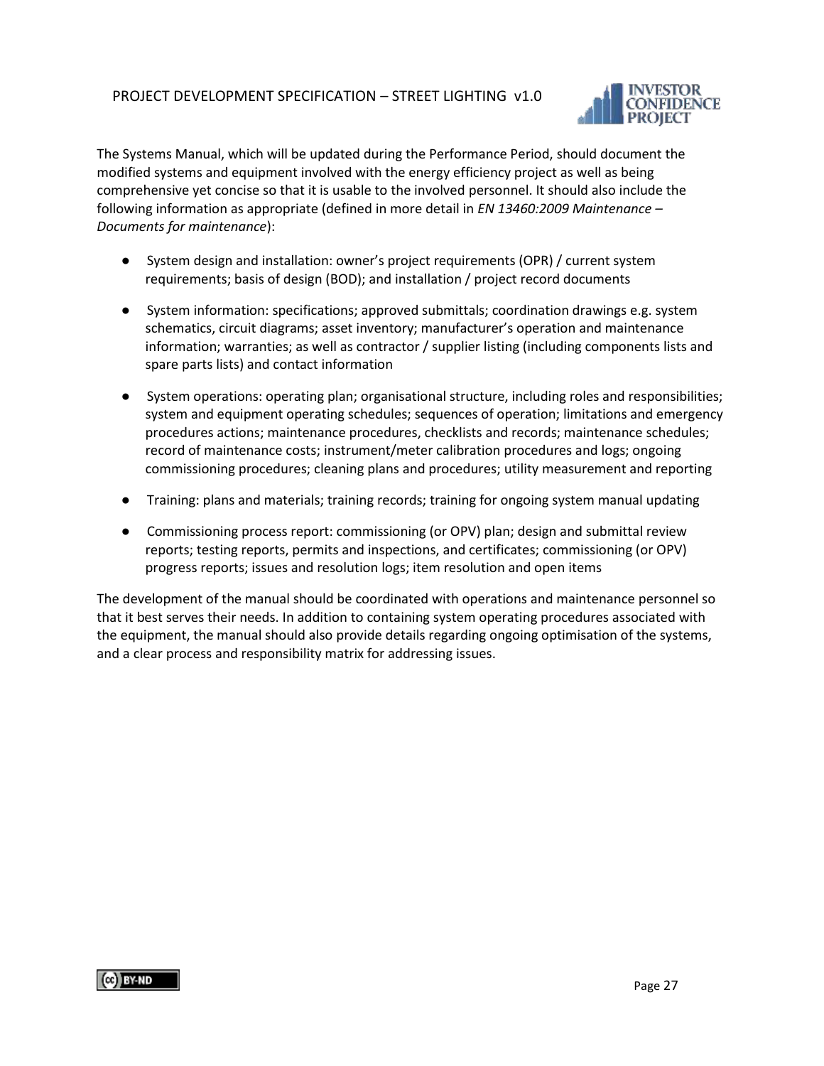The Systems Manual, which will be updated during the Performance Period, should document the modified systems and equipment involved with the energy efficiency project as well as being comprehensive yet concise so that it is usable to the involved personnel. It should also include the following information as appropriate (defined in more detail in *EN 13460:2009 Maintenance – Documents for maintenance*):

- System design and installation: owner's project requirements (OPR) / current system requirements; basis of design (BOD); and installation / project record documents
- System information: specifications; approved submittals; coordination drawings e.g. system schematics, circuit diagrams; asset inventory; manufacturer's operation and maintenance information; warranties; as well as contractor / supplier listing (including components lists and spare parts lists) and contact information
- System operations: operating plan; organisational structure, including roles and responsibilities; system and equipment operating schedules; sequences of operation; limitations and emergency procedures actions; maintenance procedures, checklists and records; maintenance schedules; record of maintenance costs; instrument/meter calibration procedures and logs; ongoing commissioning procedures; cleaning plans and procedures; utility measurement and reporting
- Training: plans and materials; training records; training for ongoing system manual updating
- Commissioning process report: commissioning (or OPV) plan; design and submittal review reports; testing reports, permits and inspections, and certificates; commissioning (or OPV) progress reports; issues and resolution logs; item resolution and open items

The development of the manual should be coordinated with operations and maintenance personnel so that it best serves their needs. In addition to containing system operating procedures associated with the equipment, the manual should also provide details regarding ongoing optimisation of the systems, and a clear process and responsibility matrix for addressing issues.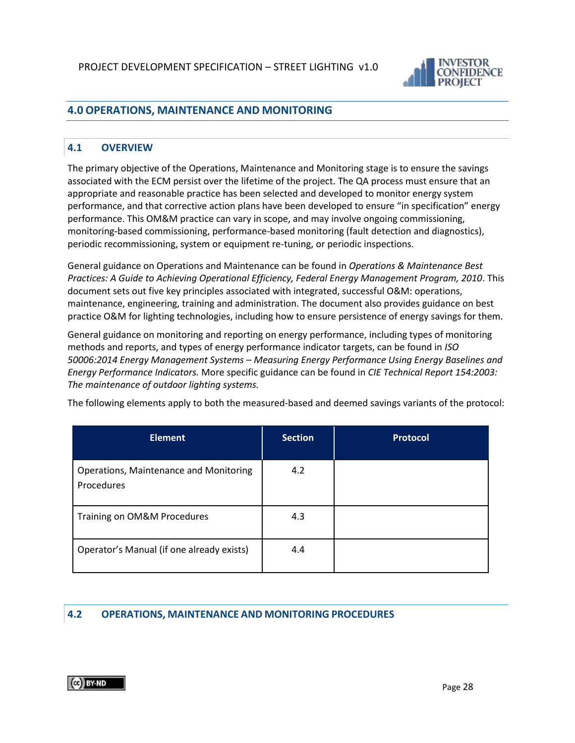## 4.0 OPERATIONS, MAINTENANCE AND MONITORING

### 4.1 OVERVIEW

The primary objective of the Operations, Maintenance and Monitoring stage is to ensure the savings associated with the ECM persist over the lifetime of the project. The QA process must ensure that an appropriate and reasonable practice has been selected and developed to monitor energy system performance, and that corrective action plans have been developed to ensure "in specification" energy performance. This OM&M practice can vary in scope, and may involve ongoing commissioning, monitoring-based commissioning, performance-based monitoring (fault detection and diagnostics), periodic recommissioning, system or equipment re-tuning, or periodic inspections.

General guidance on Operations and Maintenance can be found in *Operations & Maintenance Best Practices: A Guide to Achieving Operational Efficiency, Federal Energy Management Program, 2010*. This document sets out five key principles associated with integrated, successful O&M: operations, maintenance, engineering, training and administration. The document also provides guidance on best practice O&M for lighting technologies, including how to ensure persistence of energy savings for them.

General guidance on monitoring and reporting on energy performance, including types of monitoring methods and reports, and types of energy performance indicator targets, can be found in *ISO 50006:2014 Energy Management Systems – Measuring Energy Performance Using Energy Baselines and Energy Performance Indicators.* More specific guidance can be found in *CIE Technical Report 154:2003: The maintenance of outdoor lighting systems.*

The following elements apply to both the measured-based and deemed savings variants of the protocol:

| Element | Section | Protocol |
|---|---|---|
| Operations, Maintenance and Monitoring Procedures | 4.2 | |
| Training on OM&M Procedures | 4.3 | |
| Operator's Manual (if one already exists) | 4.4 | |

### 4.2 OPERATIONS, MAINTENANCE AND MONITORING PROCEDURES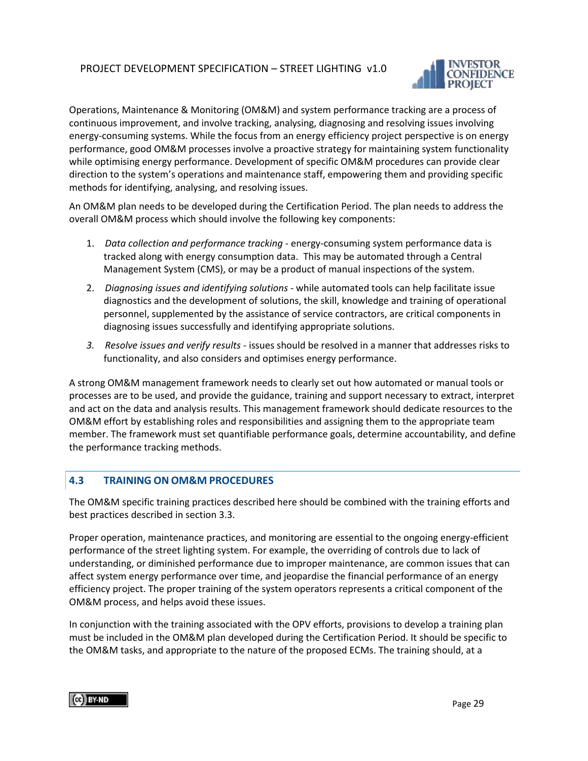Operations, Maintenance & Monitoring (OM&M) and system performance tracking are a process of continuous improvement, and involve tracking, analysing, diagnosing and resolving issues involving energy-consuming systems. While the focus from an energy efficiency project perspective is on energy performance, good OM&M processes involve a proactive strategy for maintaining system functionality while optimising energy performance. Development of specific OM&M procedures can provide clear direction to the system's operations and maintenance staff, empowering them and providing specific methods for identifying, analysing, and resolving issues.

An OM&M plan needs to be developed during the Certification Period. The plan needs to address the overall OM&M process which should involve the following key components:

1. *Data collection and performance tracking* - energy-consuming system performance data is tracked along with energy consumption data. This may be automated through a Central Management System (CMS), or may be a product of manual inspections of the system.
2. *Diagnosing issues and identifying solutions* - while automated tools can help facilitate issue diagnostics and the development of solutions, the skill, knowledge and training of operational personnel, supplemented by the assistance of service contractors, are critical components in diagnosing issues successfully and identifying appropriate solutions.
3. *Resolve issues and verify results* - issues should be resolved in a manner that addresses risks to functionality, and also considers and optimises energy performance.

A strong OM&M management framework needs to clearly set out how automated or manual tools or processes are to be used, and provide the guidance, training and support necessary to extract, interpret and act on the data and analysis results. This management framework should dedicate resources to the OM&M effort by establishing roles and responsibilities and assigning them to the appropriate team member. The framework must set quantifiable performance goals, determine accountability, and define the performance tracking methods.

## 4.3 TRAINING ON OM&M PROCEDURES

The OM&M specific training practices described here should be combined with the training efforts and best practices described in section 3.3.

Proper operation, maintenance practices, and monitoring are essential to the ongoing energy-efficient performance of the street lighting system. For example, the overriding of controls due to lack of understanding, or diminished performance due to improper maintenance, are common issues that can affect system energy performance over time, and jeopardise the financial performance of an energy efficiency project. The proper training of the system operators represents a critical component of the OM&M process, and helps avoid these issues.

In conjunction with the training associated with the OPV efforts, provisions to develop a training plan must be included in the OM&M plan developed during the Certification Period. It should be specific to the OM&M tasks, and appropriate to the nature of the proposed ECMs. The training should, at a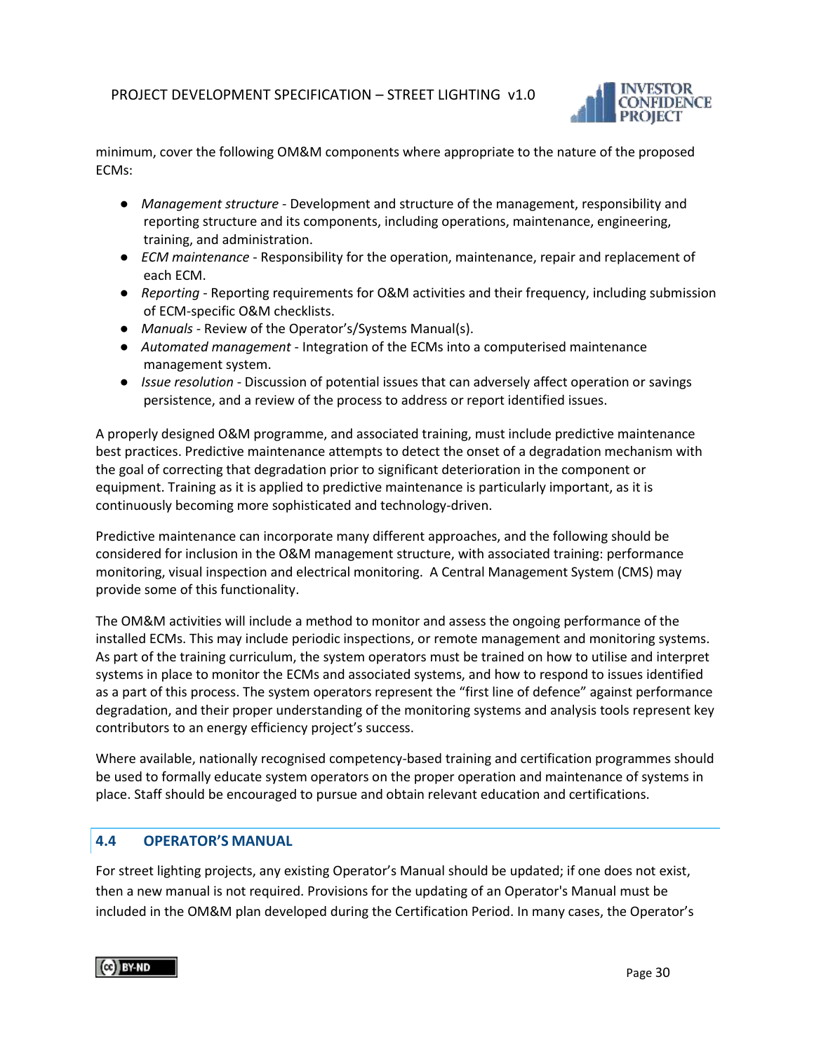minimum, cover the following OM&M components where appropriate to the nature of the proposed ECMs:

- *Management structure* - Development and structure of the management, responsibility and reporting structure and its components, including operations, maintenance, engineering, training, and administration.
- *ECM maintenance* - Responsibility for the operation, maintenance, repair and replacement of each ECM.
- *Reporting* - Reporting requirements for O&M activities and their frequency, including submission of ECM-specific O&M checklists.
- *Manuals* - Review of the Operator's/Systems Manual(s).
- *Automated management* - Integration of the ECMs into a computerised maintenance management system.
- *Issue resolution* - Discussion of potential issues that can adversely affect operation or savings persistence, and a review of the process to address or report identified issues.

A properly designed O&M programme, and associated training, must include predictive maintenance best practices. Predictive maintenance attempts to detect the onset of a degradation mechanism with the goal of correcting that degradation prior to significant deterioration in the component or equipment. Training as it is applied to predictive maintenance is particularly important, as it is continuously becoming more sophisticated and technology-driven.

Predictive maintenance can incorporate many different approaches, and the following should be considered for inclusion in the O&M management structure, with associated training: performance monitoring, visual inspection and electrical monitoring. A Central Management System (CMS) may provide some of this functionality.

The OM&M activities will include a method to monitor and assess the ongoing performance of the installed ECMs. This may include periodic inspections, or remote management and monitoring systems. As part of the training curriculum, the system operators must be trained on how to utilise and interpret systems in place to monitor the ECMs and associated systems, and how to respond to issues identified as a part of this process. The system operators represent the "first line of defence" against performance degradation, and their proper understanding of the monitoring systems and analysis tools represent key contributors to an energy efficiency project's success.

Where available, nationally recognised competency-based training and certification programmes should be used to formally educate system operators on the proper operation and maintenance of systems in place. Staff should be encouraged to pursue and obtain relevant education and certifications.

## 4.4 OPERATOR'S MANUAL

For street lighting projects, any existing Operator's Manual should be updated; if one does not exist, then a new manual is not required. Provisions for the updating of an Operator's Manual must be included in the OM&M plan developed during the Certification Period. In many cases, the Operator's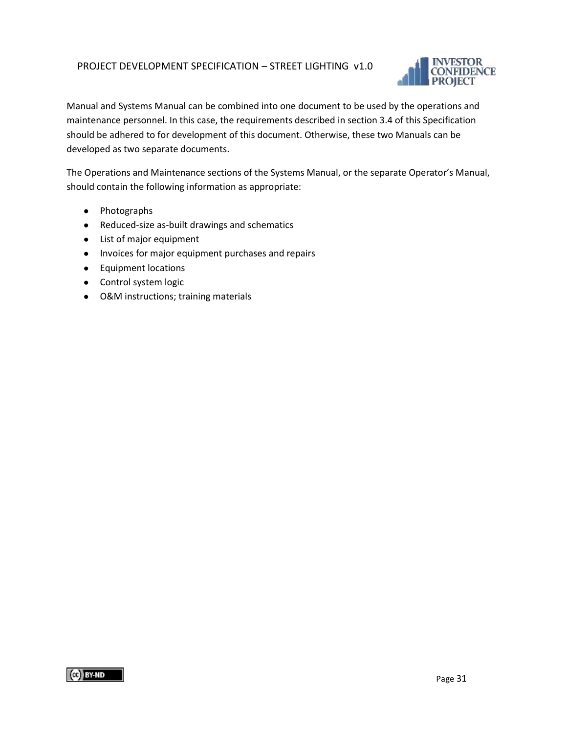Manual and Systems Manual can be combined into one document to be used by the operations and maintenance personnel. In this case, the requirements described in section 3.4 of this Specification should be adhered to for development of this document. Otherwise, these two Manuals can be developed as two separate documents.

The Operations and Maintenance sections of the Systems Manual, or the separate Operator's Manual, should contain the following information as appropriate:

- Photographs
- Reduced-size as-built drawings and schematics
- List of major equipment
- Invoices for major equipment purchases and repairs
- Equipment locations
- Control system logic
- O&M instructions; training materials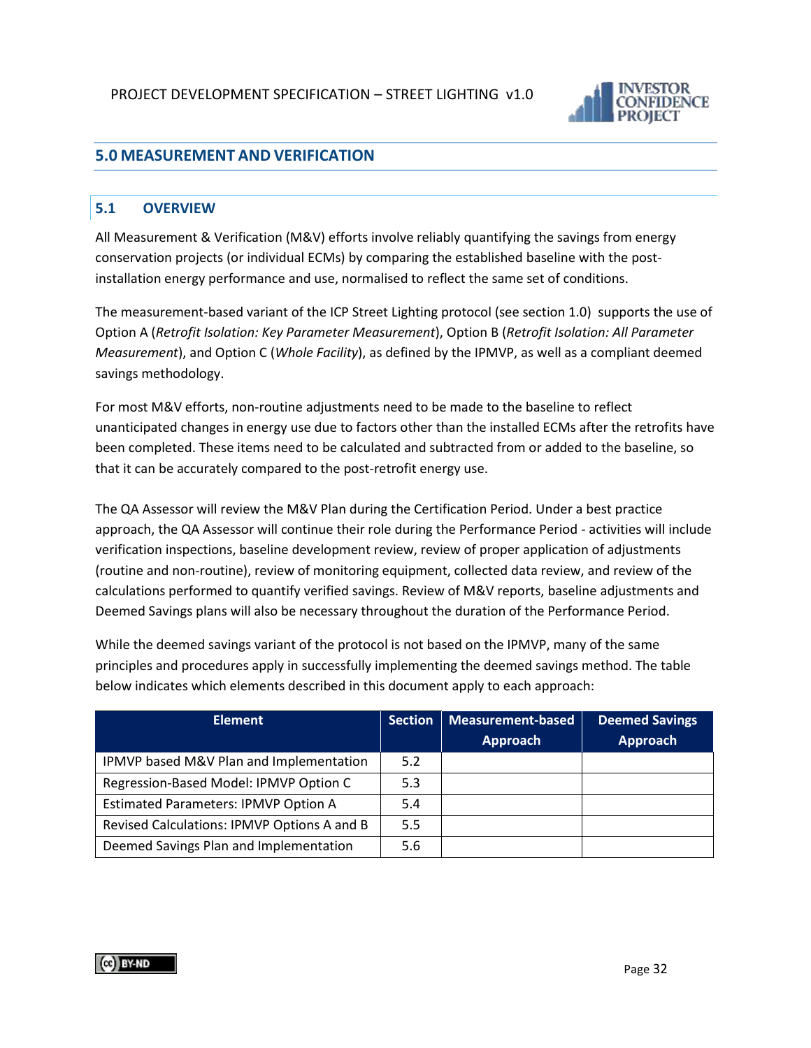## 5.0 MEASUREMENT AND VERIFICATION

### 5.1 OVERVIEW

All Measurement & Verification (M&V) efforts involve reliably quantifying the savings from energy conservation projects (or individual ECMs) by comparing the established baseline with the post-installation energy performance and use, normalised to reflect the same set of conditions.

The measurement-based variant of the ICP Street Lighting protocol (see section 1.0) supports the use of Option A (*Retrofit Isolation: Key Parameter Measurement*), Option B (*Retrofit Isolation: All Parameter Measurement*), and Option C (*Whole Facility*), as defined by the IPMVP, as well as a compliant deemed savings methodology.

For most M&V efforts, non-routine adjustments need to be made to the baseline to reflect unanticipated changes in energy use due to factors other than the installed ECMs after the retrofits have been completed. These items need to be calculated and subtracted from or added to the baseline, so that it can be accurately compared to the post-retrofit energy use.

The QA Assessor will review the M&V Plan during the Certification Period. Under a best practice approach, the QA Assessor will continue their role during the Performance Period - activities will include verification inspections, baseline development review, review of proper application of adjustments (routine and non-routine), review of monitoring equipment, collected data review, and review of the calculations performed to quantify verified savings. Review of M&V reports, baseline adjustments and Deemed Savings plans will also be necessary throughout the duration of the Performance Period.

While the deemed savings variant of the protocol is not based on the IPMVP, many of the same principles and procedures apply in successfully implementing the deemed savings method. The table below indicates which elements described in this document apply to each approach:

| Element | Section | Measurement-based Approach | Deemed Savings Approach |
|---|---|---|---|
| IPMVP based M&V Plan and Implementation | 5.2 | | |
| Regression-Based Model: IPMVP Option C | 5.3 | | |
| Estimated Parameters: IPMVP Option A | 5.4 | | |
| Revised Calculations: IPMVP Options A and B | 5.5 | | |
| Deemed Savings Plan and Implementation | 5.6 | | |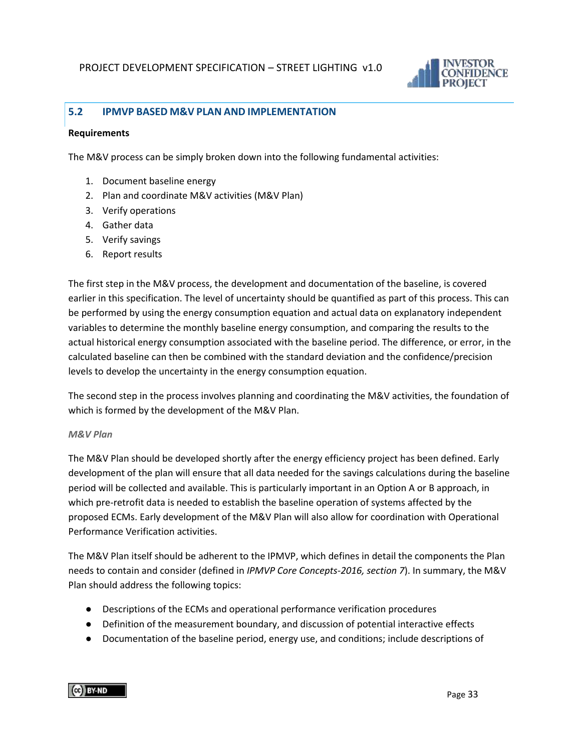## 5.2 IPMVP BASED M&V PLAN AND IMPLEMENTATION

**Requirements**

The M&V process can be simply broken down into the following fundamental activities:

1. Document baseline energy
2. Plan and coordinate M&V activities (M&V Plan)
3. Verify operations
4. Gather data
5. Verify savings
6. Report results

The first step in the M&V process, the development and documentation of the baseline, is covered earlier in this specification. The level of uncertainty should be quantified as part of this process. This can be performed by using the energy consumption equation and actual data on explanatory independent variables to determine the monthly baseline energy consumption, and comparing the results to the actual historical energy consumption associated with the baseline period. The difference, or error, in the calculated baseline can then be combined with the standard deviation and the confidence/precision levels to develop the uncertainty in the energy consumption equation.

The second step in the process involves planning and coordinating the M&V activities, the foundation of which is formed by the development of the M&V Plan.

*M&V Plan*

The M&V Plan should be developed shortly after the energy efficiency project has been defined. Early development of the plan will ensure that all data needed for the savings calculations during the baseline period will be collected and available. This is particularly important in an Option A or B approach, in which pre-retrofit data is needed to establish the baseline operation of systems affected by the proposed ECMs. Early development of the M&V Plan will also allow for coordination with Operational Performance Verification activities.

The M&V Plan itself should be adherent to the IPMVP, which defines in detail the components the Plan needs to contain and consider (defined in *IPMVP Core Concepts-2016, section 7*). In summary, the M&V Plan should address the following topics:

- Descriptions of the ECMs and operational performance verification procedures
- Definition of the measurement boundary, and discussion of potential interactive effects
- Documentation of the baseline period, energy use, and conditions; include descriptions of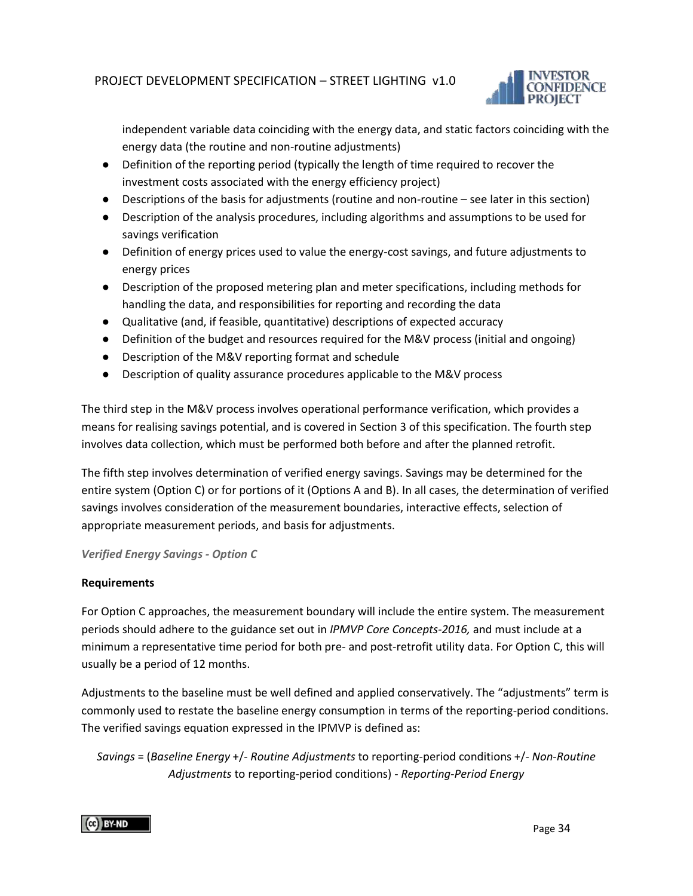independent variable data coinciding with the energy data, and static factors coinciding with the energy data (the routine and non-routine adjustments)

- Definition of the reporting period (typically the length of time required to recover the investment costs associated with the energy efficiency project)
- Descriptions of the basis for adjustments (routine and non-routine – see later in this section)
- Description of the analysis procedures, including algorithms and assumptions to be used for savings verification
- Definition of energy prices used to value the energy-cost savings, and future adjustments to energy prices
- Description of the proposed metering plan and meter specifications, including methods for handling the data, and responsibilities for reporting and recording the data
- Qualitative (and, if feasible, quantitative) descriptions of expected accuracy
- Definition of the budget and resources required for the M&V process (initial and ongoing)
- Description of the M&V reporting format and schedule
- Description of quality assurance procedures applicable to the M&V process

The third step in the M&V process involves operational performance verification, which provides a means for realising savings potential, and is covered in Section 3 of this specification. The fourth step involves data collection, which must be performed both before and after the planned retrofit.

The fifth step involves determination of verified energy savings. Savings may be determined for the entire system (Option C) or for portions of it (Options A and B). In all cases, the determination of verified savings involves consideration of the measurement boundaries, interactive effects, selection of appropriate measurement periods, and basis for adjustments.

*Verified Energy Savings - Option C*

**Requirements**

For Option C approaches, the measurement boundary will include the entire system. The measurement periods should adhere to the guidance set out in *IPMVP Core Concepts-2016,* and must include at a minimum a representative time period for both pre- and post-retrofit utility data. For Option C, this will usually be a period of 12 months.

Adjustments to the baseline must be well defined and applied conservatively. The "adjustments" term is commonly used to restate the baseline energy consumption in terms of the reporting-period conditions. The verified savings equation expressed in the IPMVP is defined as:

*Savings* = (*Baseline Energy* +/- *Routine Adjustments* to reporting-period conditions +/- *Non-Routine Adjustments* to reporting-period conditions) - *Reporting-Period Energy*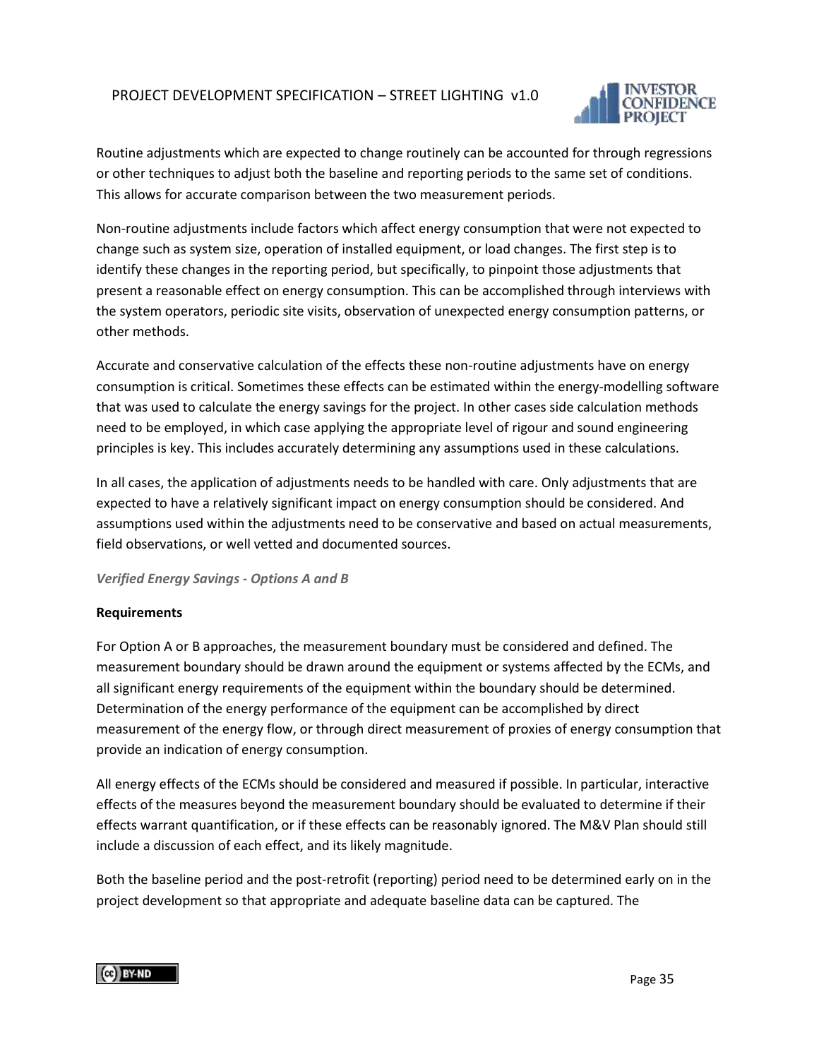Routine adjustments which are expected to change routinely can be accounted for through regressions or other techniques to adjust both the baseline and reporting periods to the same set of conditions. This allows for accurate comparison between the two measurement periods.

Non-routine adjustments include factors which affect energy consumption that were not expected to change such as system size, operation of installed equipment, or load changes. The first step is to identify these changes in the reporting period, but specifically, to pinpoint those adjustments that present a reasonable effect on energy consumption. This can be accomplished through interviews with the system operators, periodic site visits, observation of unexpected energy consumption patterns, or other methods.

Accurate and conservative calculation of the effects these non-routine adjustments have on energy consumption is critical. Sometimes these effects can be estimated within the energy-modelling software that was used to calculate the energy savings for the project. In other cases side calculation methods need to be employed, in which case applying the appropriate level of rigour and sound engineering principles is key. This includes accurately determining any assumptions used in these calculations.

In all cases, the application of adjustments needs to be handled with care. Only adjustments that are expected to have a relatively significant impact on energy consumption should be considered. And assumptions used within the adjustments need to be conservative and based on actual measurements, field observations, or well vetted and documented sources.

*Verified Energy Savings - Options A and B*

**Requirements**

For Option A or B approaches, the measurement boundary must be considered and defined. The measurement boundary should be drawn around the equipment or systems affected by the ECMs, and all significant energy requirements of the equipment within the boundary should be determined. Determination of the energy performance of the equipment can be accomplished by direct measurement of the energy flow, or through direct measurement of proxies of energy consumption that provide an indication of energy consumption.

All energy effects of the ECMs should be considered and measured if possible. In particular, interactive effects of the measures beyond the measurement boundary should be evaluated to determine if their effects warrant quantification, or if these effects can be reasonably ignored. The M&V Plan should still include a discussion of each effect, and its likely magnitude.

Both the baseline period and the post-retrofit (reporting) period need to be determined early on in the project development so that appropriate and adequate baseline data can be captured. The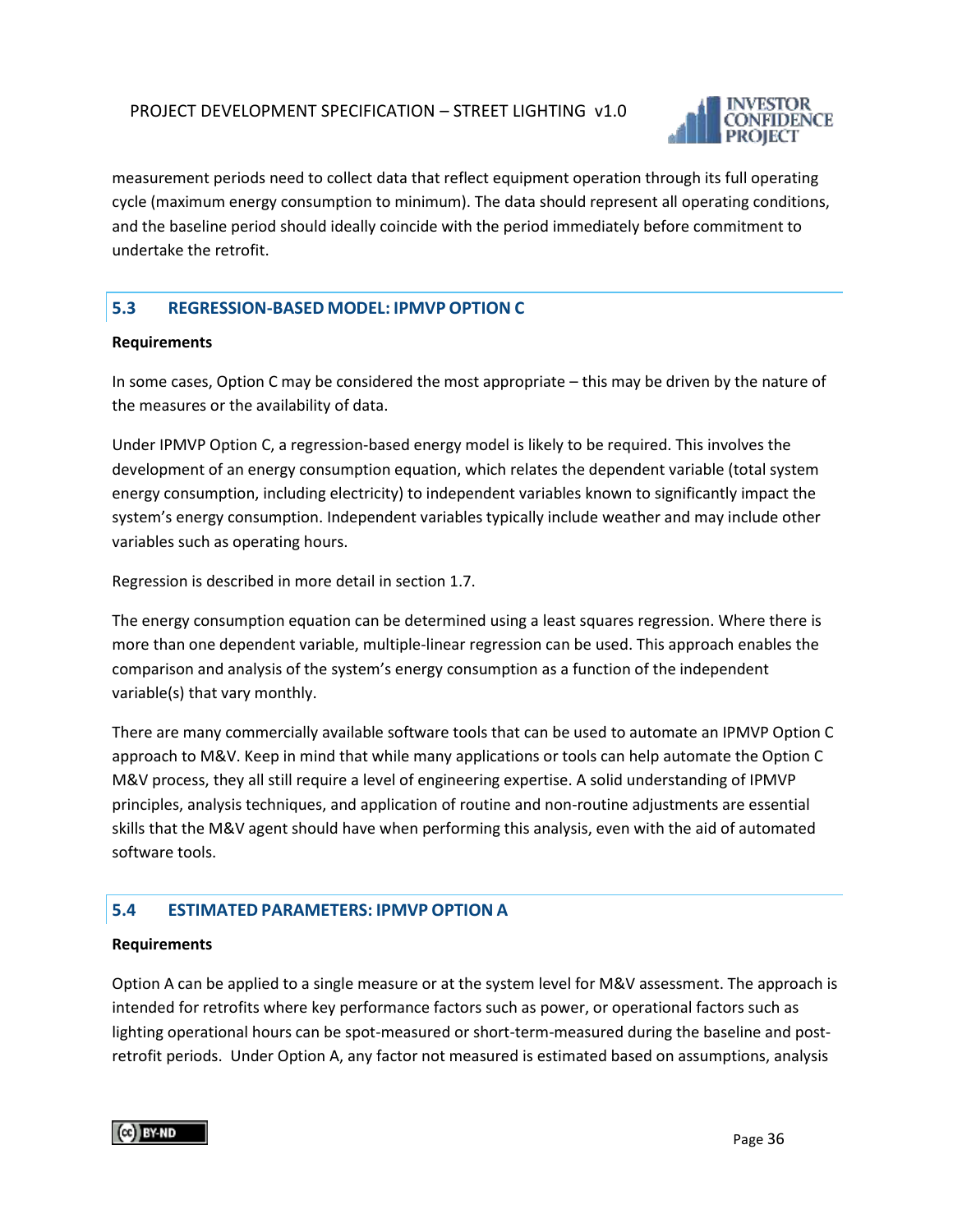measurement periods need to collect data that reflect equipment operation through its full operating cycle (maximum energy consumption to minimum). The data should represent all operating conditions, and the baseline period should ideally coincide with the period immediately before commitment to undertake the retrofit.

## 5.3 REGRESSION-BASED MODEL: IPMVP OPTION C

**Requirements**

In some cases, Option C may be considered the most appropriate – this may be driven by the nature of the measures or the availability of data.

Under IPMVP Option C, a regression-based energy model is likely to be required. This involves the development of an energy consumption equation, which relates the dependent variable (total system energy consumption, including electricity) to independent variables known to significantly impact the system's energy consumption. Independent variables typically include weather and may include other variables such as operating hours.

Regression is described in more detail in section 1.7.

The energy consumption equation can be determined using a least squares regression. Where there is more than one dependent variable, multiple-linear regression can be used. This approach enables the comparison and analysis of the system's energy consumption as a function of the independent variable(s) that vary monthly.

There are many commercially available software tools that can be used to automate an IPMVP Option C approach to M&V. Keep in mind that while many applications or tools can help automate the Option C M&V process, they all still require a level of engineering expertise. A solid understanding of IPMVP principles, analysis techniques, and application of routine and non-routine adjustments are essential skills that the M&V agent should have when performing this analysis, even with the aid of automated software tools.

## 5.4 ESTIMATED PARAMETERS: IPMVP OPTION A

**Requirements**

Option A can be applied to a single measure or at the system level for M&V assessment. The approach is intended for retrofits where key performance factors such as power, or operational factors such as lighting operational hours can be spot-measured or short-term-measured during the baseline and post-retrofit periods. Under Option A, any factor not measured is estimated based on assumptions, analysis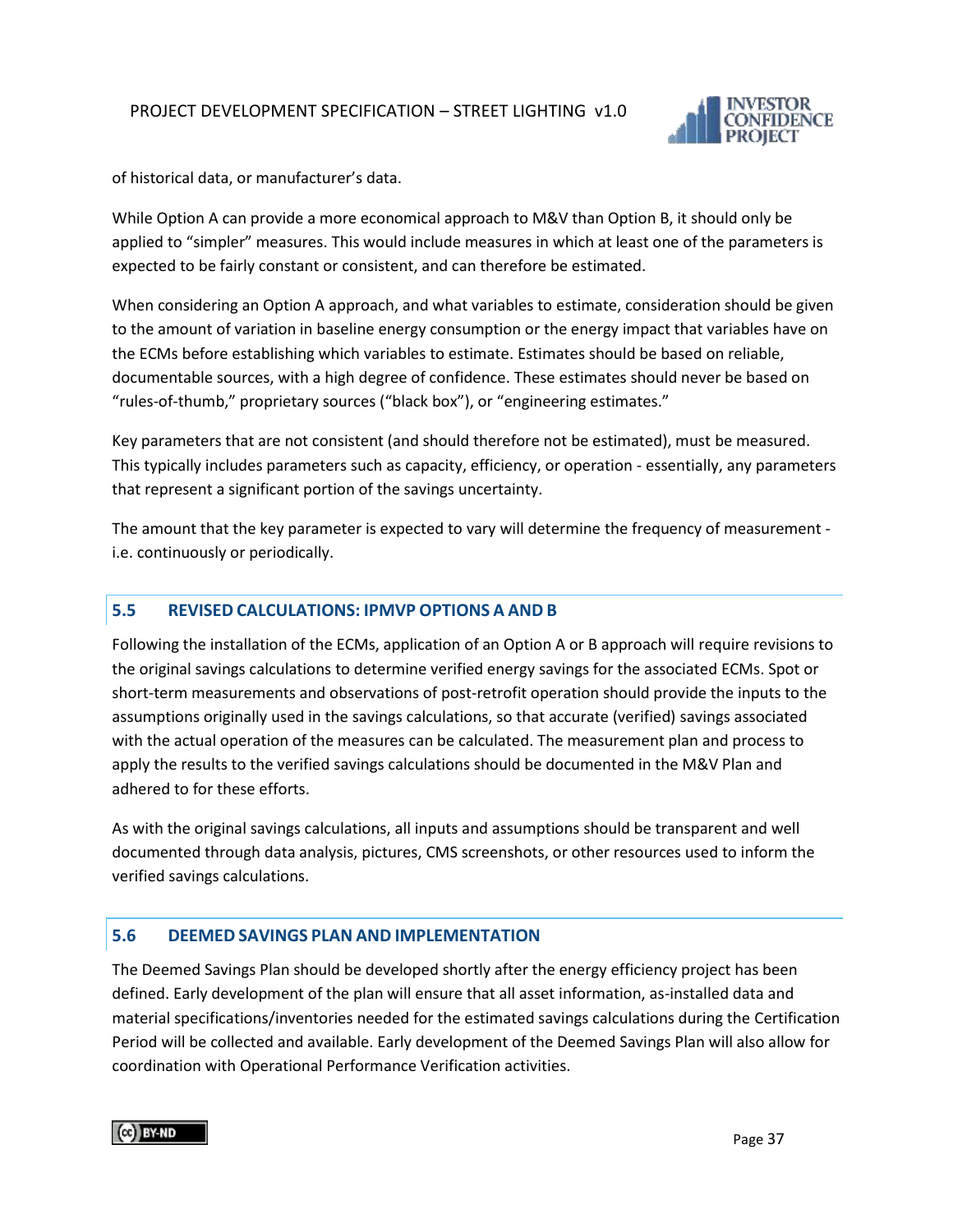of historical data, or manufacturer's data.

While Option A can provide a more economical approach to M&V than Option B, it should only be applied to "simpler" measures. This would include measures in which at least one of the parameters is expected to be fairly constant or consistent, and can therefore be estimated.

When considering an Option A approach, and what variables to estimate, consideration should be given to the amount of variation in baseline energy consumption or the energy impact that variables have on the ECMs before establishing which variables to estimate. Estimates should be based on reliable, documentable sources, with a high degree of confidence. These estimates should never be based on "rules-of-thumb," proprietary sources ("black box"), or "engineering estimates."

Key parameters that are not consistent (and should therefore not be estimated), must be measured. This typically includes parameters such as capacity, efficiency, or operation - essentially, any parameters that represent a significant portion of the savings uncertainty.

The amount that the key parameter is expected to vary will determine the frequency of measurement - i.e. continuously or periodically.

## 5.5 REVISED CALCULATIONS: IPMVP OPTIONS A AND B

Following the installation of the ECMs, application of an Option A or B approach will require revisions to the original savings calculations to determine verified energy savings for the associated ECMs. Spot or short-term measurements and observations of post-retrofit operation should provide the inputs to the assumptions originally used in the savings calculations, so that accurate (verified) savings associated with the actual operation of the measures can be calculated. The measurement plan and process to apply the results to the verified savings calculations should be documented in the M&V Plan and adhered to for these efforts.

As with the original savings calculations, all inputs and assumptions should be transparent and well documented through data analysis, pictures, CMS screenshots, or other resources used to inform the verified savings calculations.

## 5.6 DEEMED SAVINGS PLAN AND IMPLEMENTATION

The Deemed Savings Plan should be developed shortly after the energy efficiency project has been defined. Early development of the plan will ensure that all asset information, as-installed data and material specifications/inventories needed for the estimated savings calculations during the Certification Period will be collected and available. Early development of the Deemed Savings Plan will also allow for coordination with Operational Performance Verification activities.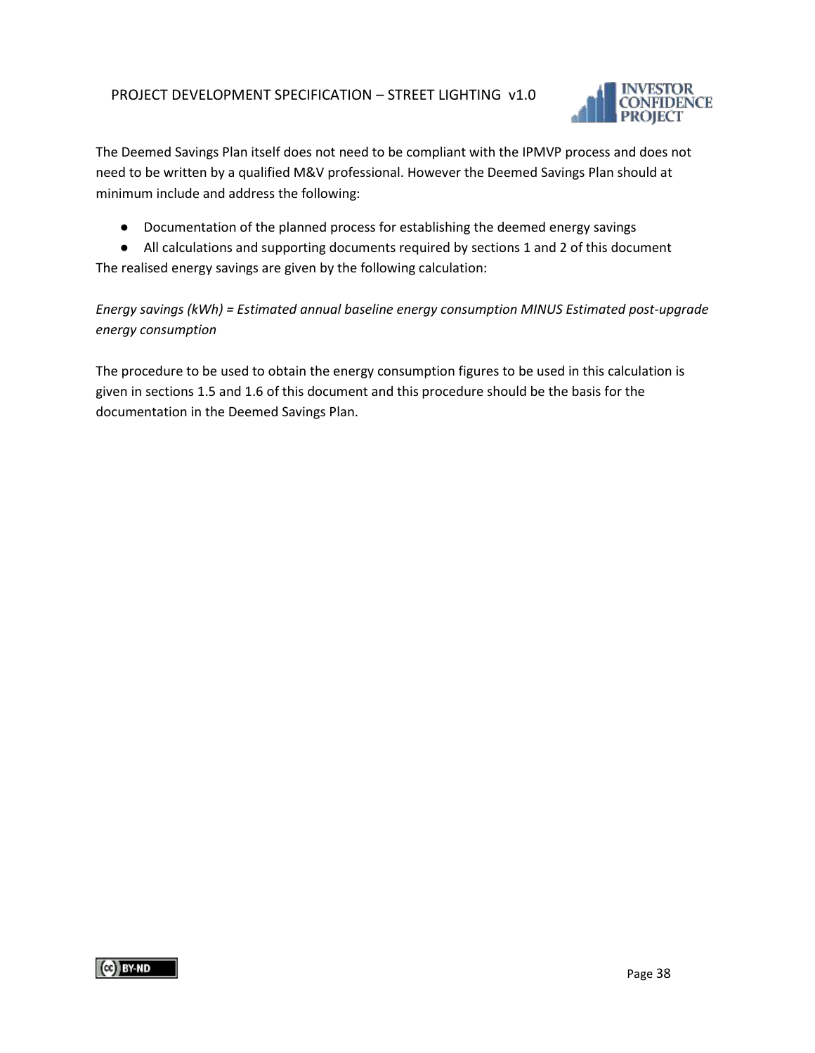The Deemed Savings Plan itself does not need to be compliant with the IPMVP process and does not need to be written by a qualified M&V professional. However the Deemed Savings Plan should at minimum include and address the following:

- Documentation of the planned process for establishing the deemed energy savings
- All calculations and supporting documents required by sections 1 and 2 of this document

The realised energy savings are given by the following calculation:

*Energy savings (kWh) = Estimated annual baseline energy consumption MINUS Estimated post-upgrade energy consumption*

The procedure to be used to obtain the energy consumption figures to be used in this calculation is given in sections 1.5 and 1.6 of this document and this procedure should be the basis for the documentation in the Deemed Savings Plan.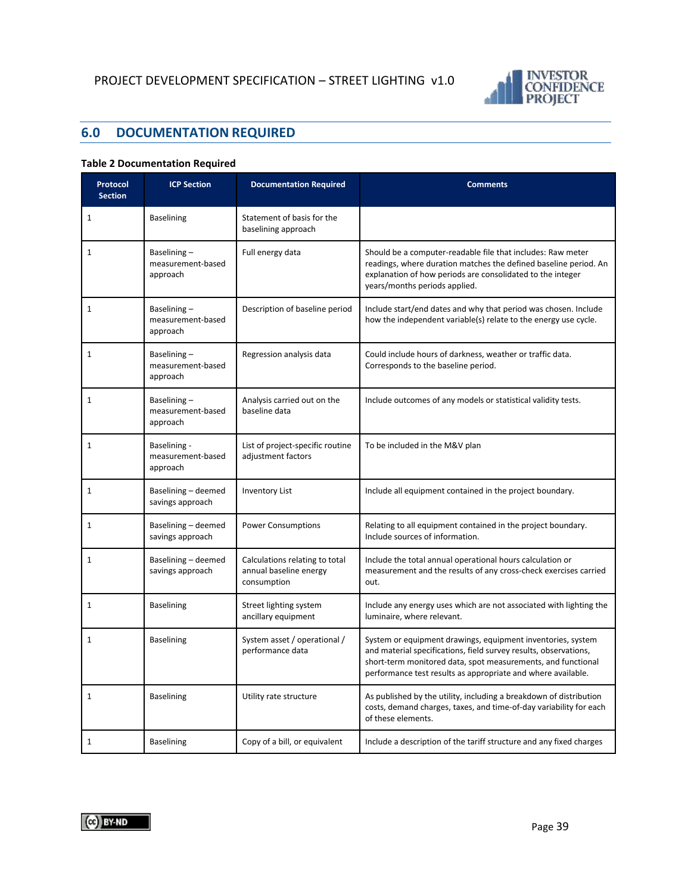## 6.0 DOCUMENTATION REQUIRED

**Table 2 Documentation Required**

| Protocol Section | ICP Section | Documentation Required | Comments |
|---|---|---|---|
| 1 | Baselining | Statement of basis for the baselining approach | |
| 1 | Baselining – measurement-based approach | Full energy data | Should be a computer-readable file that includes: Raw meter readings, where duration matches the defined baseline period. An explanation of how periods are consolidated to the integer years/months periods applied. |
| 1 | Baselining – measurement-based approach | Description of baseline period | Include start/end dates and why that period was chosen. Include how the independent variable(s) relate to the energy use cycle. |
| 1 | Baselining – measurement-based approach | Regression analysis data | Could include hours of darkness, weather or traffic data. Corresponds to the baseline period. |
| 1 | Baselining – measurement-based approach | Analysis carried out on the baseline data | Include outcomes of any models or statistical validity tests. |
| 1 | Baselining - measurement-based approach | List of project-specific routine adjustment factors | To be included in the M&V plan |
| 1 | Baselining – deemed savings approach | Inventory List | Include all equipment contained in the project boundary. |
| 1 | Baselining – deemed savings approach | Power Consumptions | Relating to all equipment contained in the project boundary. Include sources of information. |
| 1 | Baselining – deemed savings approach | Calculations relating to total annual baseline energy consumption | Include the total annual operational hours calculation or measurement and the results of any cross-check exercises carried out. |
| 1 | Baselining | Street lighting system ancillary equipment | Include any energy uses which are not associated with lighting the luminaire, where relevant. |
| 1 | Baselining | System asset / operational / performance data | System or equipment drawings, equipment inventories, system and material specifications, field survey results, observations, short-term monitored data, spot measurements, and functional performance test results as appropriate and where available. |
| 1 | Baselining | Utility rate structure | As published by the utility, including a breakdown of distribution costs, demand charges, taxes, and time-of-day variability for each of these elements. |
| 1 | Baselining | Copy of a bill, or equivalent | Include a description of the tariff structure and any fixed charges |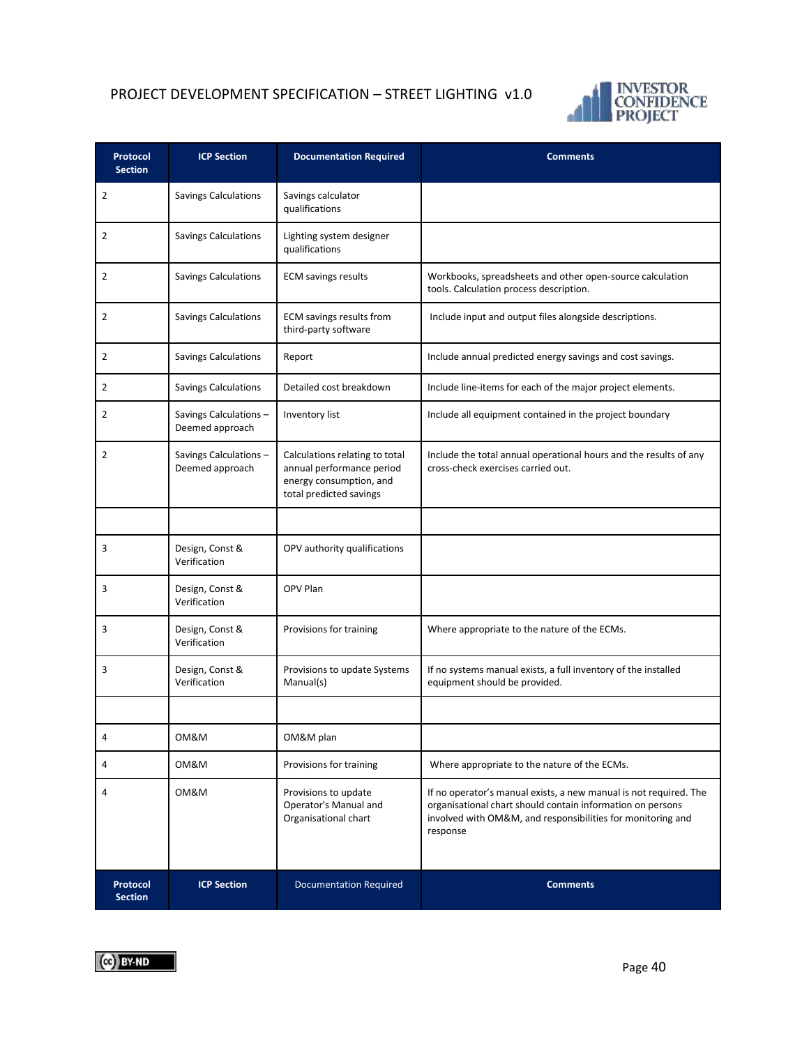| Protocol Section | ICP Section | Documentation Required | Comments |
|---|---|---|---|
| 2 | Savings Calculations | Savings calculator qualifications | |
| 2 | Savings Calculations | Lighting system designer qualifications | |
| 2 | Savings Calculations | ECM savings results | Workbooks, spreadsheets and other open-source calculation tools. Calculation process description. |
| 2 | Savings Calculations | ECM savings results from third-party software | Include input and output files alongside descriptions. |
| 2 | Savings Calculations | Report | Include annual predicted energy savings and cost savings. |
| 2 | Savings Calculations | Detailed cost breakdown | Include line-items for each of the major project elements. |
| 2 | Savings Calculations – Deemed approach | Inventory list | Include all equipment contained in the project boundary |
| 2 | Savings Calculations – Deemed approach | Calculations relating to total annual performance period energy consumption, and total predicted savings | Include the total annual operational hours and the results of any cross-check exercises carried out. |
| | | | |
| 3 | Design, Const & Verification | OPV authority qualifications | |
| 3 | Design, Const & Verification | OPV Plan | |
| 3 | Design, Const & Verification | Provisions for training | Where appropriate to the nature of the ECMs. |
| 3 | Design, Const & Verification | Provisions to update Systems Manual(s) | If no systems manual exists, a full inventory of the installed equipment should be provided. |
| | | | |
| 4 | OM&M | OM&M plan | |
| 4 | OM&M | Provisions for training | Where appropriate to the nature of the ECMs. |
| 4 | OM&M | Provisions to update Operator's Manual and Organisational chart | If no operator's manual exists, a new manual is not required. The organisational chart should contain information on persons involved with OM&M, and responsibilities for monitoring and response |
| **Protocol Section** | **ICP Section** | Documentation Required | **Comments** |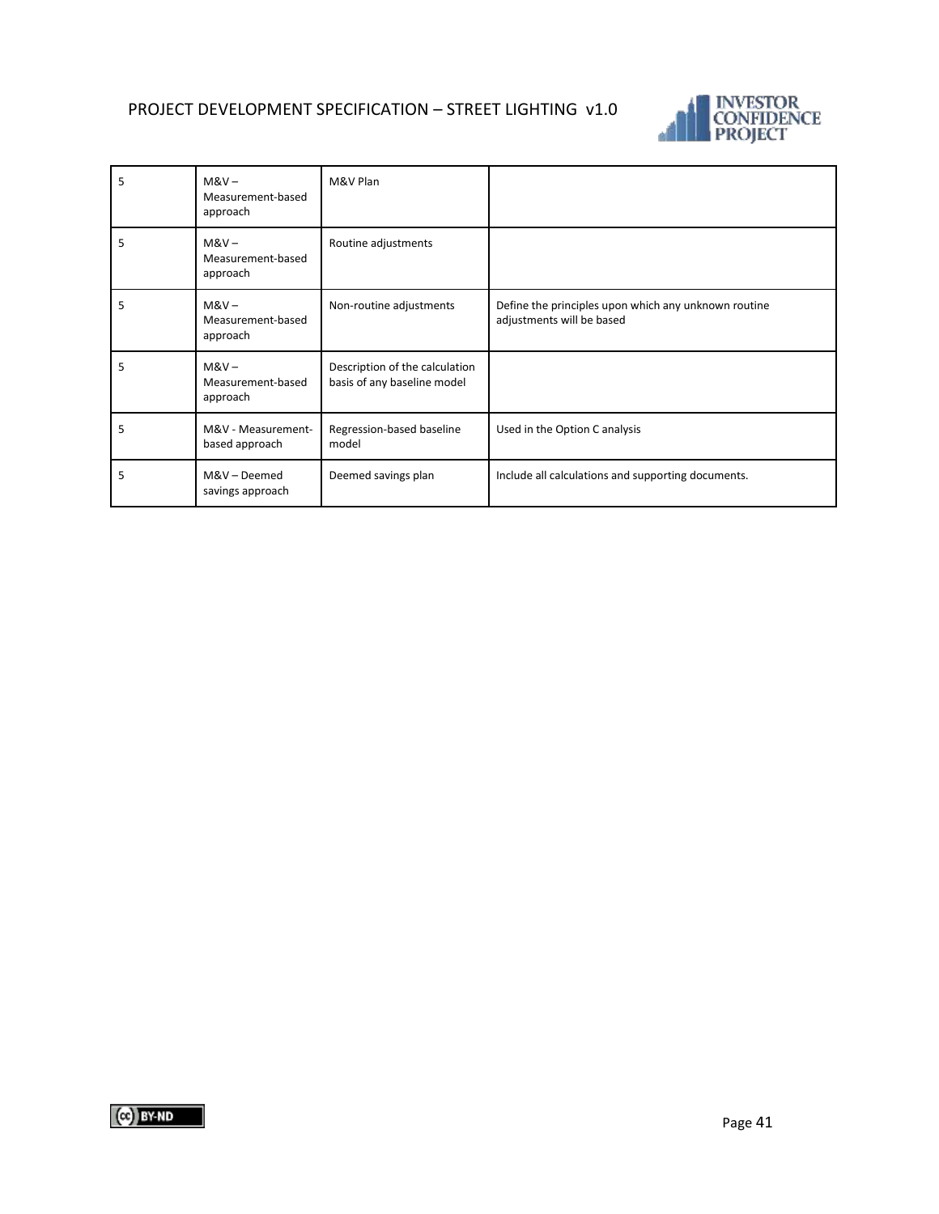| | | | |
|---|---|---|---|
| 5 | M&V – Measurement-based approach | M&V Plan | |
| 5 | M&V – Measurement-based approach | Routine adjustments | |
| 5 | M&V – Measurement-based approach | Non-routine adjustments | Define the principles upon which any unknown routine adjustments will be based |
| 5 | M&V – Measurement-based approach | Description of the calculation basis of any baseline model | |
| 5 | M&V - Measurement-based approach | Regression-based baseline model | Used in the Option C analysis |
| 5 | M&V – Deemed savings approach | Deemed savings plan | Include all calculations and supporting documents. |